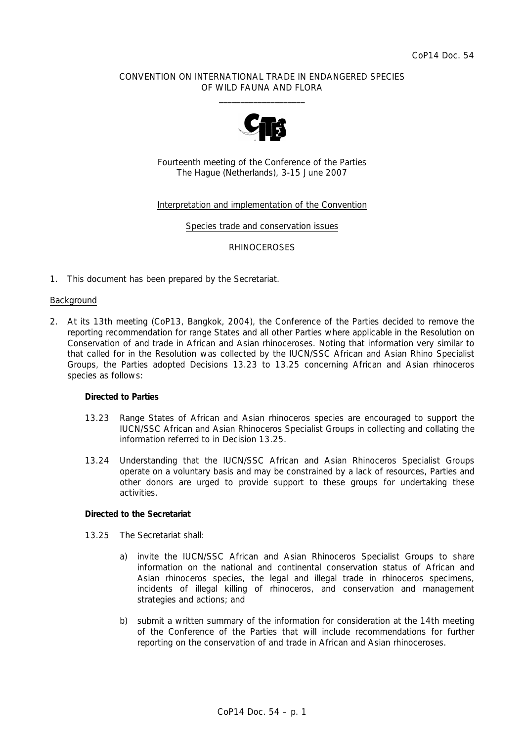CoP14 Doc. 54

CONVENTION ON INTERNATIONAL TRADE IN ENDANGERED SPECIES OF WILD FAUNA AND FLORA

\_\_\_\_\_\_\_\_\_\_\_\_\_\_\_\_\_\_\_\_

Fourteenth meeting of the Conference of the Parties
The Hague (Netherlands), 3-15 June 2007

Interpretation and implementation of the Convention

Species trade and conservation issues

RHINOCEROSES

1. This document has been prepared by the Secretariat.

## Background

2. At its 13th meeting (CoP13, Bangkok, 2004), the Conference of the Parties decided to remove the reporting recommendation for range States and all other Parties where applicable in the Resolution on Conservation of and trade in African and Asian rhinoceroses. Noting that information very similar to that called for in the Resolution was collected by the IUCN/SSC African and Asian Rhino Specialist Groups, the Parties adopted Decisions 13.23 to 13.25 concerning African and Asian rhinoceros species as follows:

   **Directed to Parties**

   13.23 Range States of African and Asian rhinoceros species are encouraged to support the IUCN/SSC African and Asian Rhinoceros Specialist Groups in collecting and collating the information referred to in Decision 13.25.

   13.24 Understanding that the IUCN/SSC African and Asian Rhinoceros Specialist Groups operate on a voluntary basis and may be constrained by a lack of resources, Parties and other donors are urged to provide support to these groups for undertaking these activities.

   **Directed to the Secretariat**

   13.25 The Secretariat shall:

   a) invite the IUCN/SSC African and Asian Rhinoceros Specialist Groups to share information on the national and continental conservation status of African and Asian rhinoceros species, the legal and illegal trade in rhinoceros specimens, incidents of illegal killing of rhinoceros, and conservation and management strategies and actions; and

   b) submit a written summary of the information for consideration at the 14th meeting of the Conference of the Parties that will include recommendations for further reporting on the conservation of and trade in African and Asian rhinoceroses.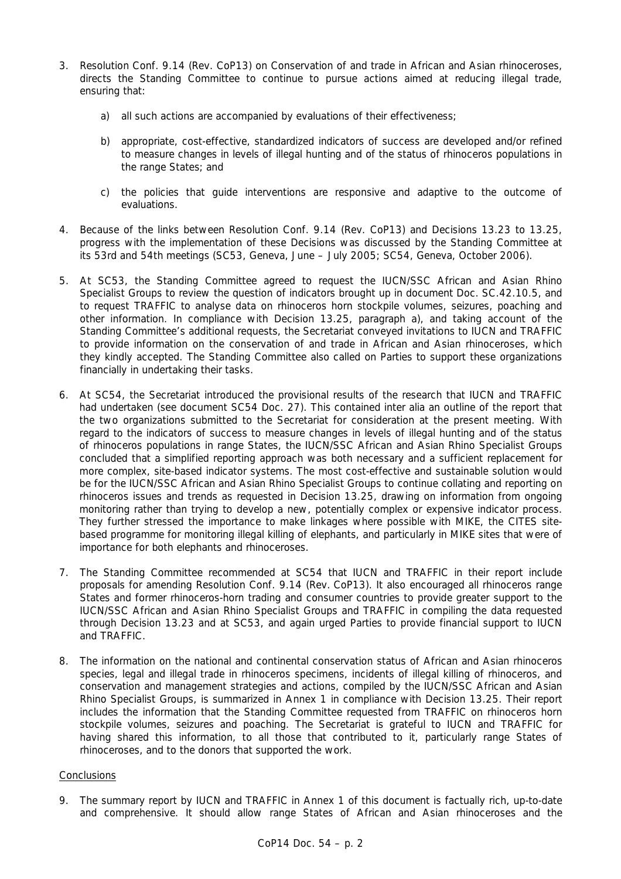3. Resolution Conf. 9.14 (Rev. CoP13) on Conservation of and trade in African and Asian rhinoceroses, directs the Standing Committee to continue to pursue actions aimed at reducing illegal trade, ensuring that:

   a) all such actions are accompanied by evaluations of their effectiveness;

   b) appropriate, cost-effective, standardized indicators of success are developed and/or refined to measure changes in levels of illegal hunting and of the status of rhinoceros populations in the range States; and

   c) the policies that guide interventions are responsive and adaptive to the outcome of evaluations.

4. Because of the links between Resolution Conf. 9.14 (Rev. CoP13) and Decisions 13.23 to 13.25, progress with the implementation of these Decisions was discussed by the Standing Committee at its 53rd and 54th meetings (SC53, Geneva, June – July 2005; SC54, Geneva, October 2006).

5. At SC53, the Standing Committee agreed to request the IUCN/SSC African and Asian Rhino Specialist Groups to review the question of indicators brought up in document Doc. SC.42.10.5, and to request TRAFFIC to analyse data on rhinoceros horn stockpile volumes, seizures, poaching and other information. In compliance with Decision 13.25, paragraph a), and taking account of the Standing Committee's additional requests, the Secretariat conveyed invitations to IUCN and TRAFFIC to provide information on the conservation of and trade in African and Asian rhinoceroses, which they kindly accepted. The Standing Committee also called on Parties to support these organizations financially in undertaking their tasks.

6. At SC54, the Secretariat introduced the provisional results of the research that IUCN and TRAFFIC had undertaken (see document SC54 Doc. 27). This contained inter alia an outline of the report that the two organizations submitted to the Secretariat for consideration at the present meeting. With regard to the indicators of success to measure changes in levels of illegal hunting and of the status of rhinoceros populations in range States, the IUCN/SSC African and Asian Rhino Specialist Groups concluded that a simplified reporting approach was both necessary and a sufficient replacement for more complex, site-based indicator systems. The most cost-effective and sustainable solution would be for the IUCN/SSC African and Asian Rhino Specialist Groups to continue collating and reporting on rhinoceros issues and trends as requested in Decision 13.25, drawing on information from ongoing monitoring rather than trying to develop a new, potentially complex or expensive indicator process. They further stressed the importance to make linkages where possible with MIKE, the CITES site-based programme for monitoring illegal killing of elephants, and particularly in MIKE sites that were of importance for both elephants and rhinoceroses.

7. The Standing Committee recommended at SC54 that IUCN and TRAFFIC in their report include proposals for amending Resolution Conf. 9.14 (Rev. CoP13). It also encouraged all rhinoceros range States and former rhinoceros-horn trading and consumer countries to provide greater support to the IUCN/SSC African and Asian Rhino Specialist Groups and TRAFFIC in compiling the data requested through Decision 13.23 and at SC53, and again urged Parties to provide financial support to IUCN and TRAFFIC.

8. The information on the national and continental conservation status of African and Asian rhinoceros species, legal and illegal trade in rhinoceros specimens, incidents of illegal killing of rhinoceros, and conservation and management strategies and actions, compiled by the IUCN/SSC African and Asian Rhino Specialist Groups, is summarized in Annex 1 in compliance with Decision 13.25. Their report includes the information that the Standing Committee requested from TRAFFIC on rhinoceros horn stockpile volumes, seizures and poaching. The Secretariat is grateful to IUCN and TRAFFIC for having shared this information, to all those that contributed to it, particularly range States of rhinoceroses, and to the donors that supported the work.

Conclusions

9. The summary report by IUCN and TRAFFIC in Annex 1 of this document is factually rich, up-to-date and comprehensive. It should allow range States of African and Asian rhinoceroses and the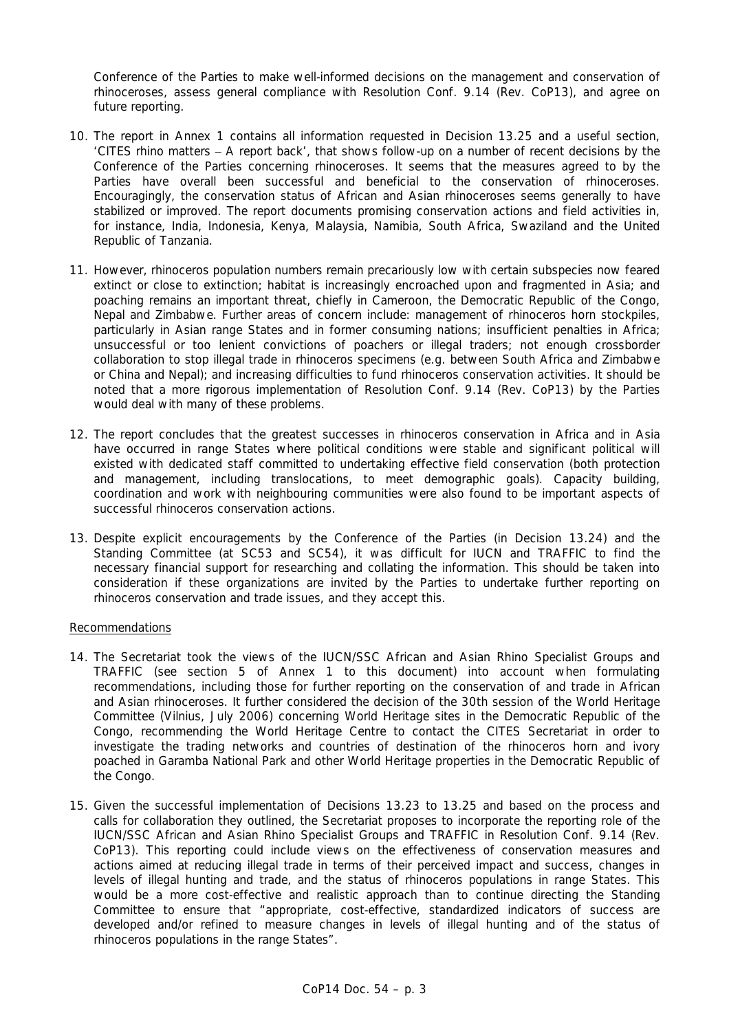Conference of the Parties to make well-informed decisions on the management and conservation of rhinoceroses, assess general compliance with Resolution Conf. 9.14 (Rev. CoP13), and agree on future reporting.

10. The report in Annex 1 contains all information requested in Decision 13.25 and a useful section, 'CITES rhino matters – A report back', that shows follow-up on a number of recent decisions by the Conference of the Parties concerning rhinoceroses. It seems that the measures agreed to by the Parties have overall been successful and beneficial to the conservation of rhinoceroses. Encouragingly, the conservation status of African and Asian rhinoceroses seems generally to have stabilized or improved. The report documents promising conservation actions and field activities in, for instance, India, Indonesia, Kenya, Malaysia, Namibia, South Africa, Swaziland and the United Republic of Tanzania.

11. However, rhinoceros population numbers remain precariously low with certain subspecies now feared extinct or close to extinction; habitat is increasingly encroached upon and fragmented in Asia; and poaching remains an important threat, chiefly in Cameroon, the Democratic Republic of the Congo, Nepal and Zimbabwe. Further areas of concern include: management of rhinoceros horn stockpiles, particularly in Asian range States and in former consuming nations; insufficient penalties in Africa; unsuccessful or too lenient convictions of poachers or illegal traders; not enough crossborder collaboration to stop illegal trade in rhinoceros specimens (e.g. between South Africa and Zimbabwe or China and Nepal); and increasing difficulties to fund rhinoceros conservation activities. It should be noted that a more rigorous implementation of Resolution Conf. 9.14 (Rev. CoP13) by the Parties would deal with many of these problems.

12. The report concludes that the greatest successes in rhinoceros conservation in Africa and in Asia have occurred in range States where political conditions were stable and significant political will existed with dedicated staff committed to undertaking effective field conservation (both protection and management, including translocations, to meet demographic goals). Capacity building, coordination and work with neighbouring communities were also found to be important aspects of successful rhinoceros conservation actions.

13. Despite explicit encouragements by the Conference of the Parties (in Decision 13.24) and the Standing Committee (at SC53 and SC54), it was difficult for IUCN and TRAFFIC to find the necessary financial support for researching and collating the information. This should be taken into consideration if these organizations are invited by the Parties to undertake further reporting on rhinoceros conservation and trade issues, and they accept this.

Recommendations

14. The Secretariat took the views of the IUCN/SSC African and Asian Rhino Specialist Groups and TRAFFIC (see section 5 of Annex 1 to this document) into account when formulating recommendations, including those for further reporting on the conservation of and trade in African and Asian rhinoceroses. It further considered the decision of the 30th session of the World Heritage Committee (Vilnius, July 2006) concerning World Heritage sites in the Democratic Republic of the Congo, recommending the World Heritage Centre to contact the CITES Secretariat in order to investigate the trading networks and countries of destination of the rhinoceros horn and ivory poached in Garamba National Park and other World Heritage properties in the Democratic Republic of the Congo.

15. Given the successful implementation of Decisions 13.23 to 13.25 and based on the process and calls for collaboration they outlined, the Secretariat proposes to incorporate the reporting role of the IUCN/SSC African and Asian Rhino Specialist Groups and TRAFFIC in Resolution Conf. 9.14 (Rev. CoP13). This reporting could include views on the effectiveness of conservation measures and actions aimed at reducing illegal trade in terms of their perceived impact and success, changes in levels of illegal hunting and trade, and the status of rhinoceros populations in range States. This would be a more cost-effective and realistic approach than to continue directing the Standing Committee to ensure that "appropriate, cost-effective, standardized indicators of success are developed and/or refined to measure changes in levels of illegal hunting and of the status of rhinoceros populations in the range States".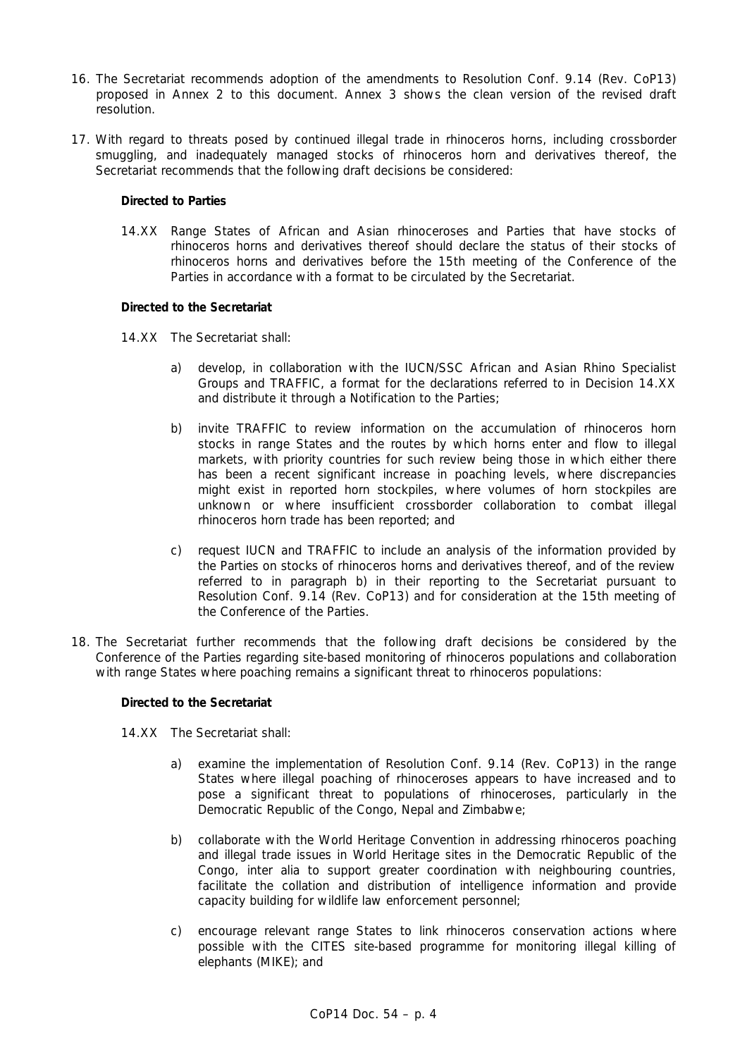16. The Secretariat recommends adoption of the amendments to Resolution Conf. 9.14 (Rev. CoP13) proposed in Annex 2 to this document. Annex 3 shows the clean version of the revised draft resolution.

17. With regard to threats posed by continued illegal trade in rhinoceros horns, including crossborder smuggling, and inadequately managed stocks of rhinoceros horn and derivatives thereof, the Secretariat recommends that the following draft decisions be considered:

    **Directed to Parties**

    14.XX Range States of African and Asian rhinoceroses and Parties that have stocks of rhinoceros horns and derivatives thereof should declare the status of their stocks of rhinoceros horns and derivatives before the 15th meeting of the Conference of the Parties in accordance with a format to be circulated by the Secretariat.

    **Directed to the Secretariat**

    14.XX The Secretariat shall:

    a) develop, in collaboration with the IUCN/SSC African and Asian Rhino Specialist Groups and TRAFFIC, a format for the declarations referred to in Decision 14.XX and distribute it through a Notification to the Parties;

    b) invite TRAFFIC to review information on the accumulation of rhinoceros horn stocks in range States and the routes by which horns enter and flow to illegal markets, with priority countries for such review being those in which either there has been a recent significant increase in poaching levels, where discrepancies might exist in reported horn stockpiles, where volumes of horn stockpiles are unknown or where insufficient crossborder collaboration to combat illegal rhinoceros horn trade has been reported; and

    c) request IUCN and TRAFFIC to include an analysis of the information provided by the Parties on stocks of rhinoceros horns and derivatives thereof, and of the review referred to in paragraph b) in their reporting to the Secretariat pursuant to Resolution Conf. 9.14 (Rev. CoP13) and for consideration at the 15th meeting of the Conference of the Parties.

18. The Secretariat further recommends that the following draft decisions be considered by the Conference of the Parties regarding site-based monitoring of rhinoceros populations and collaboration with range States where poaching remains a significant threat to rhinoceros populations:

    **Directed to the Secretariat**

    14.XX The Secretariat shall:

    a) examine the implementation of Resolution Conf. 9.14 (Rev. CoP13) in the range States where illegal poaching of rhinoceroses appears to have increased and to pose a significant threat to populations of rhinoceroses, particularly in the Democratic Republic of the Congo, Nepal and Zimbabwe;

    b) collaborate with the World Heritage Convention in addressing rhinoceros poaching and illegal trade issues in World Heritage sites in the Democratic Republic of the Congo, inter alia to support greater coordination with neighbouring countries, facilitate the collation and distribution of intelligence information and provide capacity building for wildlife law enforcement personnel;

    c) encourage relevant range States to link rhinoceros conservation actions where possible with the CITES site-based programme for monitoring illegal killing of elephants (MIKE); and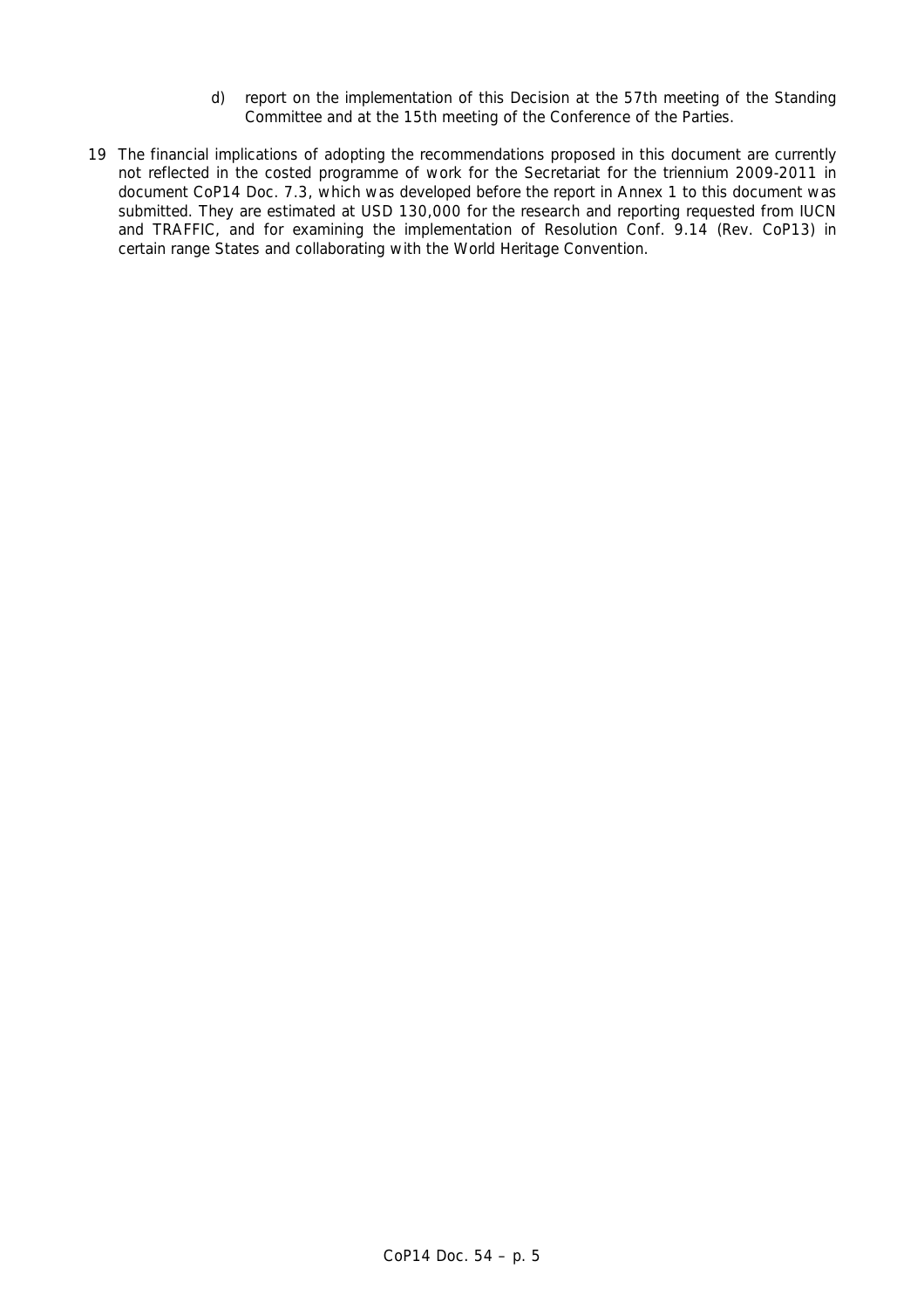d) report on the implementation of this Decision at the 57th meeting of the Standing Committee and at the 15th meeting of the Conference of the Parties.

19 The financial implications of adopting the recommendations proposed in this document are currently not reflected in the costed programme of work for the Secretariat for the triennium 2009-2011 in document CoP14 Doc. 7.3, which was developed before the report in Annex 1 to this document was submitted. They are estimated at USD 130,000 for the research and reporting requested from IUCN and TRAFFIC, and for examining the implementation of Resolution Conf. 9.14 (Rev. CoP13) in certain range States and collaborating with the World Heritage Convention.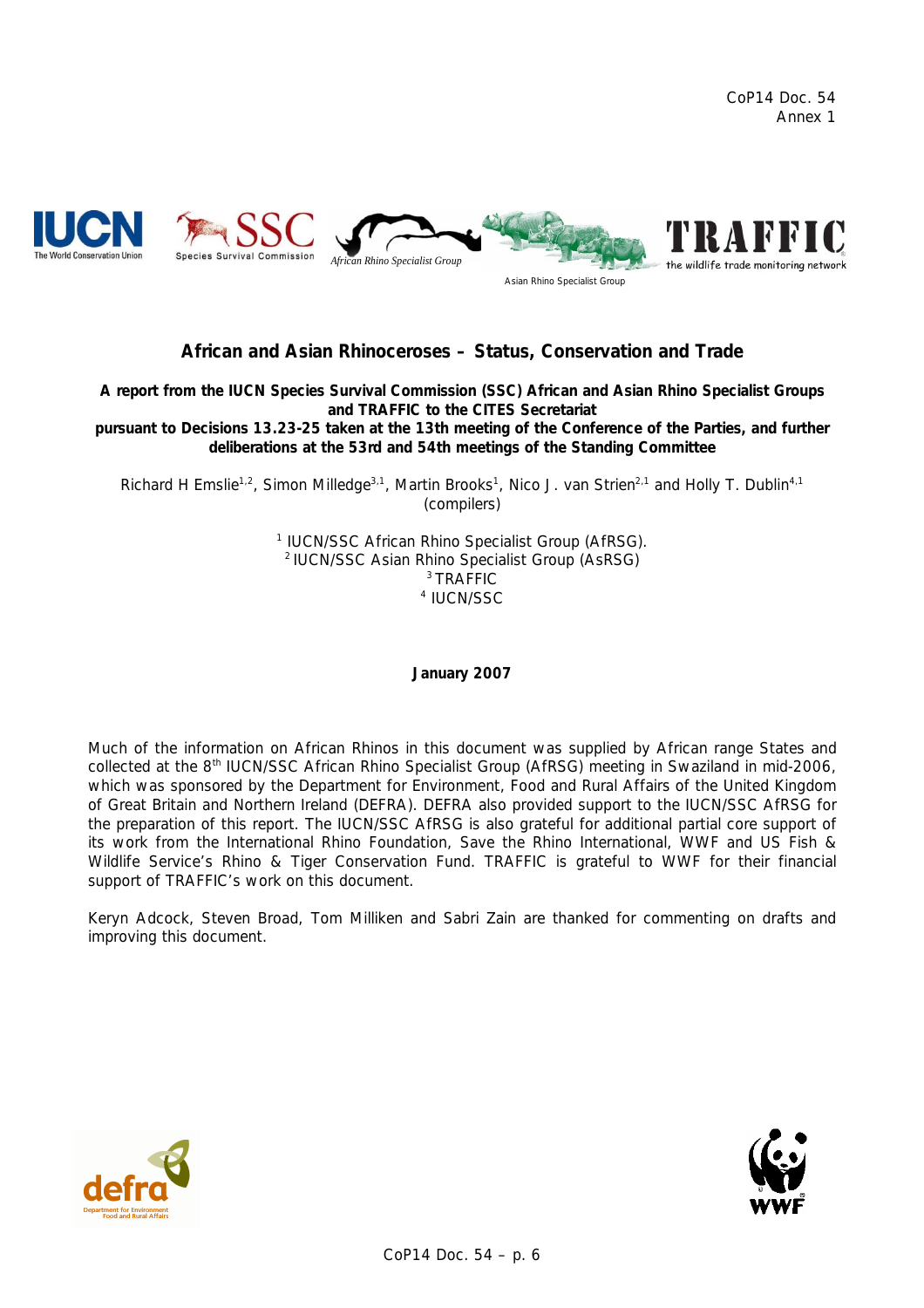CoP14 Doc. 54
Annex 1

# African and Asian Rhinoceroses – Status, Conservation and Trade

**A report from the IUCN Species Survival Commission (SSC) African and Asian Rhino Specialist Groups and TRAFFIC to the CITES Secretariat pursuant to Decisions 13.23-25 taken at the 13th meeting of the Conference of the Parties, and further deliberations at the 53rd and 54th meetings of the Standing Committee**

Richard H Emslie[1,2], Simon Milledge[3,1], Martin Brooks[1], Nico J. van Strien[2,1] and Holly T. Dublin[4,1] (compilers)

[1] IUCN/SSC African Rhino Specialist Group (AfRSG).
[2] IUCN/SSC Asian Rhino Specialist Group (AsRSG)
[3] TRAFFIC
[4] IUCN/SSC

**January 2007**

Much of the information on African Rhinos in this document was supplied by African range States and collected at the 8th IUCN/SSC African Rhino Specialist Group (AfRSG) meeting in Swaziland in mid-2006, which was sponsored by the Department for Environment, Food and Rural Affairs of the United Kingdom of Great Britain and Northern Ireland (DEFRA). DEFRA also provided support to the IUCN/SSC AfRSG for the preparation of this report. The IUCN/SSC AfRSG is also grateful for additional partial core support of its work from the International Rhino Foundation, Save the Rhino International, WWF and US Fish & Wildlife Service's Rhino & Tiger Conservation Fund. TRAFFIC is grateful to WWF for their financial support of TRAFFIC's work on this document.

Keryn Adcock, Steven Broad, Tom Milliken and Sabri Zain are thanked for commenting on drafts and improving this document.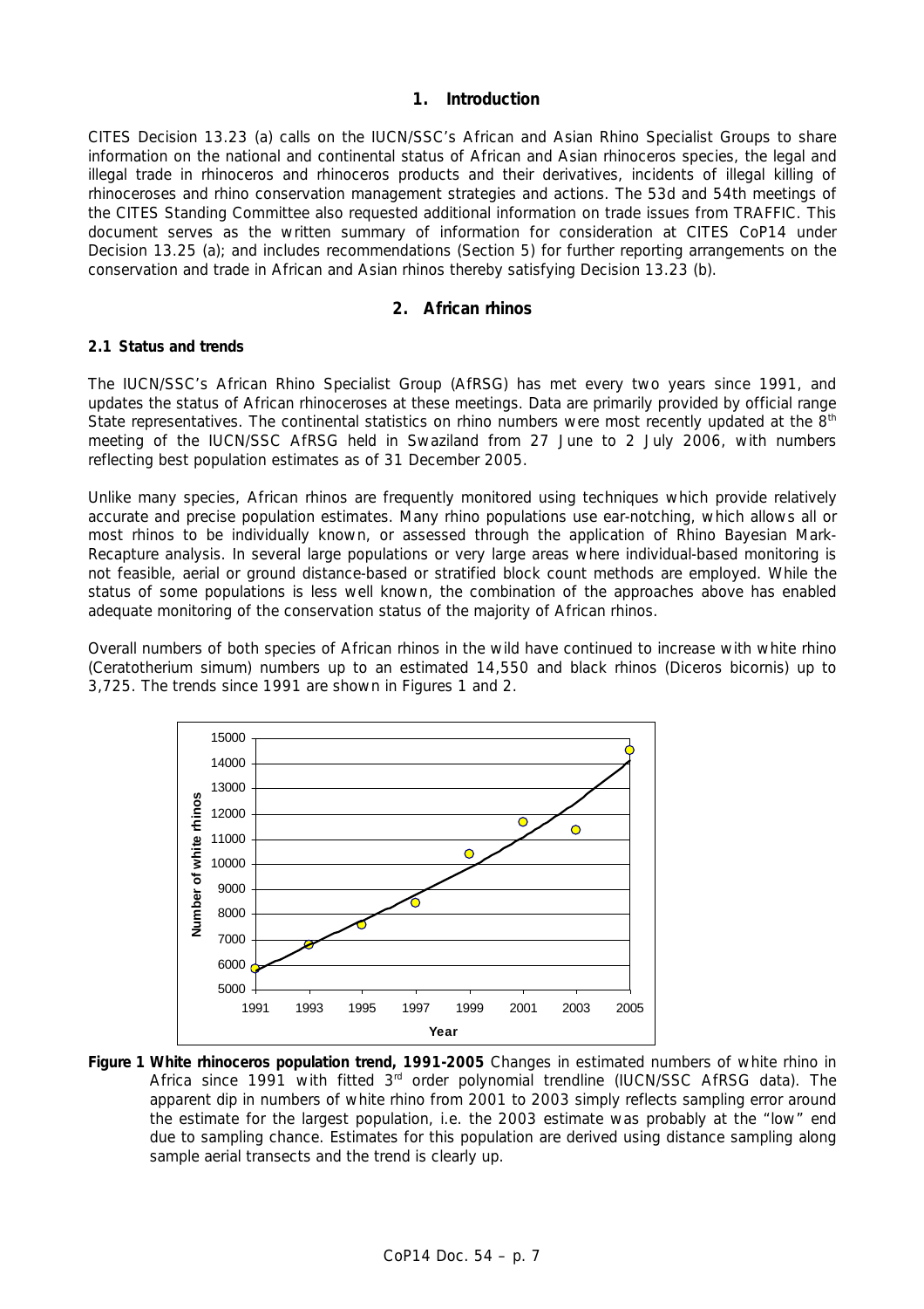## 1. Introduction

CITES Decision 13.23 (a) calls on the IUCN/SSC's African and Asian Rhino Specialist Groups to share information on the national and continental status of African and Asian rhinoceros species, the legal and illegal trade in rhinoceros and rhinoceros products and their derivatives, incidents of illegal killing of rhinoceroses and rhino conservation management strategies and actions. The 53d and 54th meetings of the CITES Standing Committee also requested additional information on trade issues from TRAFFIC. This document serves as the written summary of information for consideration at CITES CoP14 under Decision 13.25 (a); and includes recommendations (Section 5) for further reporting arrangements on the conservation and trade in African and Asian rhinos thereby satisfying Decision 13.23 (b).

## 2. African rhinos

### 2.1 Status and trends

The IUCN/SSC's African Rhino Specialist Group (AfRSG) has met every two years since 1991, and updates the status of African rhinoceroses at these meetings. Data are primarily provided by official range State representatives. The continental statistics on rhino numbers were most recently updated at the 8th meeting of the IUCN/SSC AfRSG held in Swaziland from 27 June to 2 July 2006, with numbers reflecting best population estimates as of 31 December 2005.

Unlike many species, African rhinos are frequently monitored using techniques which provide relatively accurate and precise population estimates. Many rhino populations use ear-notching, which allows all or most rhinos to be individually known, or assessed through the application of Rhino Bayesian Mark-Recapture analysis. In several large populations or very large areas where individual-based monitoring is not feasible, aerial or ground distance-based or stratified block count methods are employed. While the status of some populations is less well known, the combination of the approaches above has enabled adequate monitoring of the conservation status of the majority of African rhinos.

Overall numbers of both species of African rhinos in the wild have continued to increase with white rhino (*Ceratotherium simum*) numbers up to an estimated 14,550 and black rhinos (*Diceros bicornis*) up to 3,725. The trends since 1991 are shown in Figures 1 and 2.

**Figure 1 White rhinoceros population trend, 1991-2005** Changes in estimated numbers of white rhino in Africa since 1991 with fitted 3rd order polynomial trendline (IUCN/SSC AfRSG data). The apparent dip in numbers of white rhino from 2001 to 2003 simply reflects sampling error around the estimate for the largest population, i.e. the 2003 estimate was probably at the "low" end due to sampling chance. Estimates for this population are derived using distance sampling along sample aerial transects and the trend is clearly up.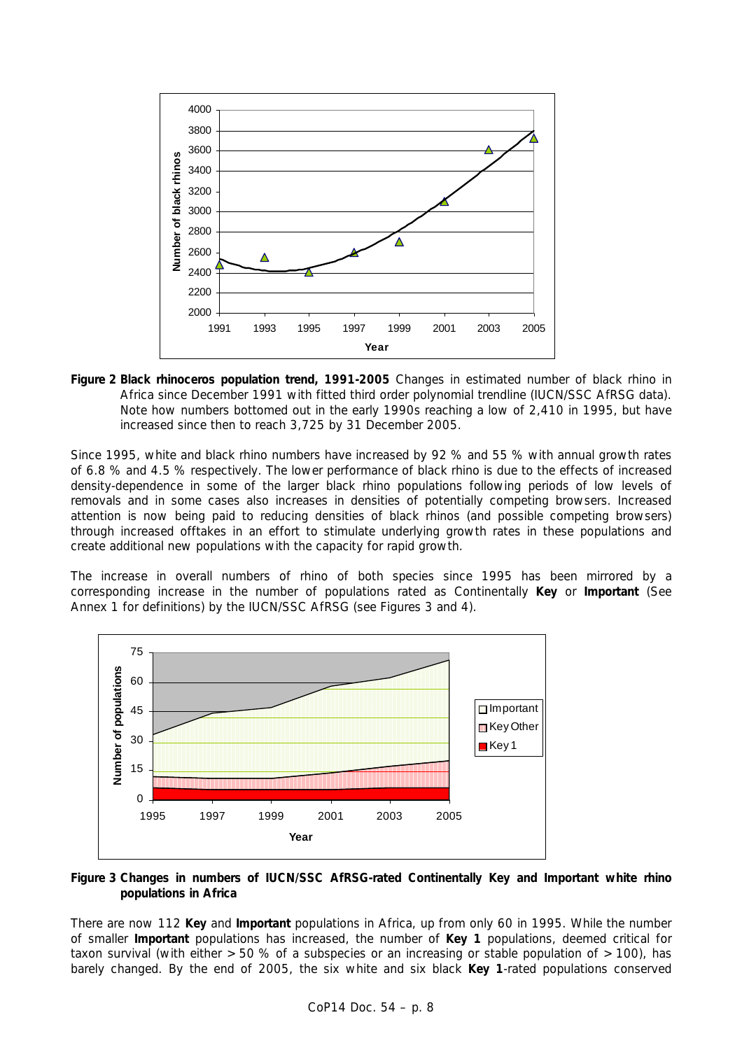**Figure 2 Black rhinoceros population trend, 1991-2005** Changes in estimated number of black rhino in Africa since December 1991 with fitted third order polynomial trendline (IUCN/SSC AfRSG data). Note how numbers bottomed out in the early 1990s reaching a low of 2,410 in 1995, but have increased since then to reach 3,725 by 31 December 2005.

Since 1995, white and black rhino numbers have increased by 92 % and 55 % with annual growth rates of 6.8 % and 4.5 % respectively. The lower performance of black rhino is due to the effects of increased density-dependence in some of the larger black rhino populations following periods of low levels of removals and in some cases also increases in densities of potentially competing browsers. Increased attention is now being paid to reducing densities of black rhinos (and possible competing browsers) through increased offtakes in an effort to stimulate underlying growth rates in these populations and create additional new populations with the capacity for rapid growth.

The increase in overall numbers of rhino of both species since 1995 has been mirrored by a corresponding increase in the number of populations rated as Continentally **Key** or **Important** (See Annex 1 for definitions) by the IUCN/SSC AfRSG (see Figures 3 and 4).

**Figure 3 Changes in numbers of IUCN/SSC AfRSG-rated Continentally Key and Important white rhino populations in Africa**

There are now 112 **Key** and **Important** populations in Africa, up from only 60 in 1995. While the number of smaller **Important** populations has increased, the number of **Key 1** populations, deemed critical for taxon survival (with either > 50 % of a subspecies or an increasing or stable population of > 100), has barely changed. By the end of 2005, the six white and six black **Key 1**-rated populations conserved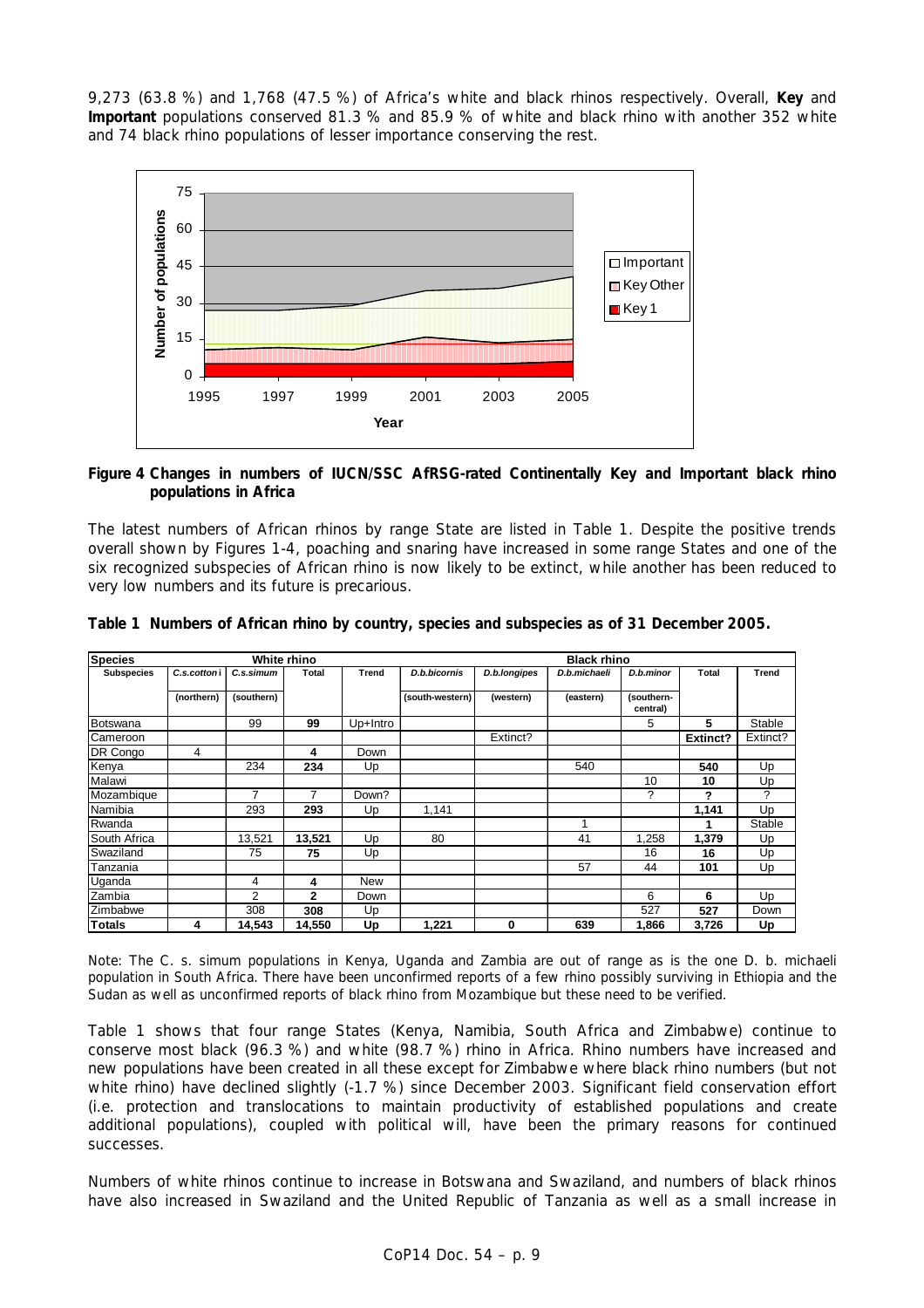9,273 (63.8 %) and 1,768 (47.5 %) of Africa's white and black rhinos respectively. Overall, **Key** and **Important** populations conserved 81.3 % and 85.9 % of white and black rhino with another 352 white and 74 black rhino populations of lesser importance conserving the rest.

**Figure 4 Changes in numbers of IUCN/SSC AfRSG-rated Continentally Key and Important black rhino populations in Africa**

The latest numbers of African rhinos by range State are listed in Table 1. Despite the positive trends overall shown by Figures 1-4, poaching and snaring have increased in some range States and one of the six recognized subspecies of African rhino is now likely to be extinct, while another has been reduced to very low numbers and its future is precarious.

**Table 1 Numbers of African rhino by country, species and subspecies as of 31 December 2005.**

| Species | White rhino | | | | Black rhino | | | | | |
|---|---|---|---|---|---|---|---|---|---|---|
| Subspecies | *C.s.cottoni* (northern) | *C.s.simum* (southern) | Total | Trend | *D.b.bicornis* (south-western) | *D.b.longipes* (western) | *D.b.michaeli* (eastern) | *D.b.minor* (southern-central) | Total | Trend |
| Botswana | | 99 | **99** | Up+Intro | | | | 5 | **5** | Stable |
| Cameroon | | | | | | Extinct? | | | **Extinct?** | Extinct? |
| DR Congo | 4 | | **4** | Down | | | | | | |
| Kenya | | 234 | **234** | Up | | | 540 | | **540** | Up |
| Malawi | | | | | | | | 10 | **10** | Up |
| Mozambique | | 7 | 7 | Down? | | | | ? | **?** | ? |
| Namibia | | 293 | **293** | Up | 1,141 | | | | **1,141** | Up |
| Rwanda | | | | | | | 1 | | **1** | Stable |
| South Africa | | 13,521 | **13,521** | Up | 80 | | 41 | 1,258 | **1,379** | Up |
| Swaziland | | 75 | **75** | Up | | | | 16 | **16** | Up |
| Tanzania | | | | | | | 57 | 44 | **101** | Up |
| Uganda | | 4 | **4** | New | | | | | | |
| Zambia | | 2 | **2** | Down | | | | 6 | **6** | Up |
| Zimbabwe | | 308 | **308** | Up | | | | 527 | **527** | Down |
| **Totals** | **4** | **14,543** | **14,550** | **Up** | **1,221** | **0** | **639** | **1,866** | **3,726** | **Up** |

Note: The C. s. simum populations in Kenya, Uganda and Zambia are out of range as is the one D. b. michaeli population in South Africa. There have been unconfirmed reports of a few rhino possibly surviving in Ethiopia and the Sudan as well as unconfirmed reports of black rhino from Mozambique but these need to be verified.

Table 1 shows that four range States (Kenya, Namibia, South Africa and Zimbabwe) continue to conserve most black (96.3 %) and white (98.7 %) rhino in Africa. Rhino numbers have increased and new populations have been created in all these except for Zimbabwe where black rhino numbers (but not white rhino) have declined slightly (-1.7 %) since December 2003. Significant field conservation effort (i.e. protection and translocations to maintain productivity of established populations and create additional populations), coupled with political will, have been the primary reasons for continued successes.

Numbers of white rhinos continue to increase in Botswana and Swaziland, and numbers of black rhinos have also increased in Swaziland and the United Republic of Tanzania as well as a small increase in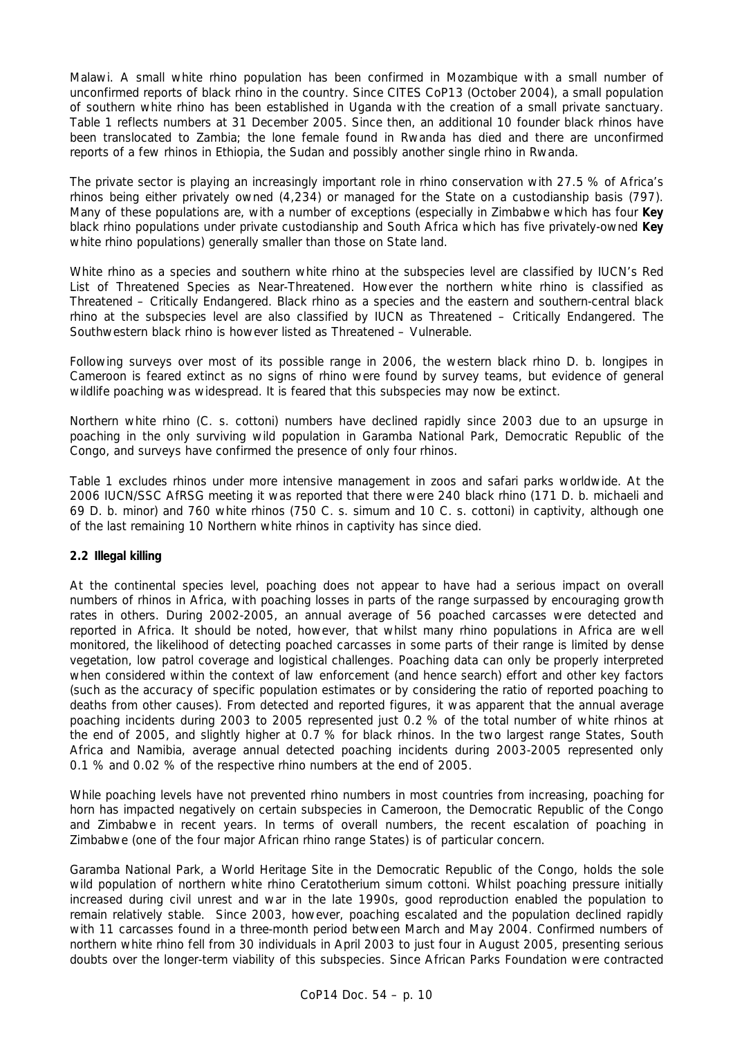Malawi. A small white rhino population has been confirmed in Mozambique with a small number of unconfirmed reports of black rhino in the country. Since CITES CoP13 (October 2004), a small population of southern white rhino has been established in Uganda with the creation of a small private sanctuary. Table 1 reflects numbers at 31 December 2005. Since then, an additional 10 founder black rhinos have been translocated to Zambia; the lone female found in Rwanda has died and there are unconfirmed reports of a few rhinos in Ethiopia, the Sudan and possibly another single rhino in Rwanda.

The private sector is playing an increasingly important role in rhino conservation with 27.5 % of Africa's rhinos being either privately owned (4,234) or managed for the State on a custodianship basis (797). Many of these populations are, with a number of exceptions (especially in Zimbabwe which has four **Key** black rhino populations under private custodianship and South Africa which has five privately-owned **Key** white rhino populations) generally smaller than those on State land.

White rhino as a species and southern white rhino at the subspecies level are classified by IUCN's Red List of Threatened Species as Near-Threatened. However the northern white rhino is classified as Threatened – Critically Endangered. Black rhino as a species and the eastern and southern-central black rhino at the subspecies level are also classified by IUCN as Threatened – Critically Endangered. The Southwestern black rhino is however listed as Threatened – Vulnerable.

Following surveys over most of its possible range in 2006, the western black rhino *D. b. longipes* in Cameroon is feared extinct as no signs of rhino were found by survey teams, but evidence of general wildlife poaching was widespread. It is feared that this subspecies may now be extinct.

Northern white rhino (*C. s. cottoni*) numbers have declined rapidly since 2003 due to an upsurge in poaching in the only surviving wild population in Garamba National Park, Democratic Republic of the Congo, and surveys have confirmed the presence of only four rhinos.

Table 1 excludes rhinos under more intensive management in zoos and safari parks worldwide. At the 2006 IUCN/SSC AfRSG meeting it was reported that there were 240 black rhino (171 *D. b. michaeli* and 69 *D. b. minor*) and 760 white rhinos (750 *C. s. simum* and 10 *C. s. cottoni*) in captivity, although one of the last remaining 10 Northern white rhinos in captivity has since died.

## 2.2 Illegal killing

At the continental species level, poaching does not appear to have had a serious impact on overall numbers of rhinos in Africa, with poaching losses in parts of the range surpassed by encouraging growth rates in others. During 2002-2005, an annual average of 56 poached carcasses were detected and reported in Africa. It should be noted, however, that whilst many rhino populations in Africa are well monitored, the likelihood of detecting poached carcasses in some parts of their range is limited by dense vegetation, low patrol coverage and logistical challenges. Poaching data can only be properly interpreted when considered within the context of law enforcement (and hence search) effort and other key factors (such as the accuracy of specific population estimates or by considering the ratio of reported poaching to deaths from other causes). From detected and reported figures, it was apparent that the annual average poaching incidents during 2003 to 2005 represented just 0.2 % of the total number of white rhinos at the end of 2005, and slightly higher at 0.7 % for black rhinos. In the two largest range States, South Africa and Namibia, average annual detected poaching incidents during 2003-2005 represented only 0.1 % and 0.02 % of the respective rhino numbers at the end of 2005.

While poaching levels have not prevented rhino numbers in most countries from increasing, poaching for horn has impacted negatively on certain subspecies in Cameroon, the Democratic Republic of the Congo and Zimbabwe in recent years. In terms of overall numbers, the recent escalation of poaching in Zimbabwe (one of the four major African rhino range States) is of particular concern.

Garamba National Park, a World Heritage Site in the Democratic Republic of the Congo, holds the sole wild population of northern white rhino *Ceratotherium simum cottoni*. Whilst poaching pressure initially increased during civil unrest and war in the late 1990s, good reproduction enabled the population to remain relatively stable. Since 2003, however, poaching escalated and the population declined rapidly with 11 carcasses found in a three-month period between March and May 2004. Confirmed numbers of northern white rhino fell from 30 individuals in April 2003 to just four in August 2005, presenting serious doubts over the longer-term viability of this subspecies. Since African Parks Foundation were contracted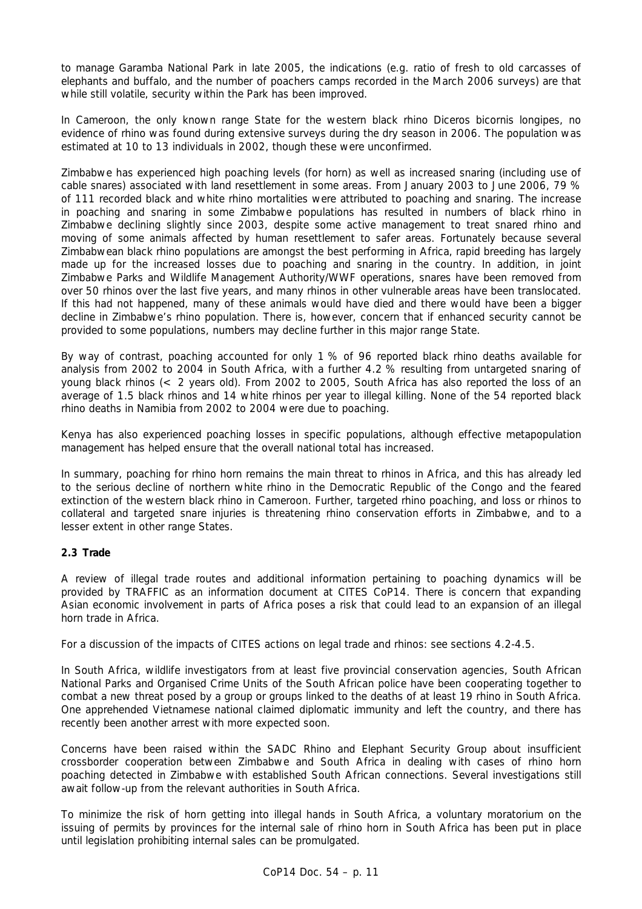to manage Garamba National Park in late 2005, the indications (e.g. ratio of fresh to old carcasses of elephants and buffalo, and the number of poachers camps recorded in the March 2006 surveys) are that while still volatile, security within the Park has been improved.

In Cameroon, the only known range State for the western black rhino *Diceros bicornis longipes*, no evidence of rhino was found during extensive surveys during the dry season in 2006. The population was estimated at 10 to 13 individuals in 2002, though these were unconfirmed.

Zimbabwe has experienced high poaching levels (for horn) as well as increased snaring (including use of cable snares) associated with land resettlement in some areas. From January 2003 to June 2006, 79 % of 111 recorded black and white rhino mortalities were attributed to poaching and snaring. The increase in poaching and snaring in some Zimbabwe populations has resulted in numbers of black rhino in Zimbabwe declining slightly since 2003, despite some active management to treat snared rhino and moving of some animals affected by human resettlement to safer areas. Fortunately because several Zimbabwean black rhino populations are amongst the best performing in Africa, rapid breeding has largely made up for the increased losses due to poaching and snaring in the country. In addition, in joint Zimbabwe Parks and Wildlife Management Authority/WWF operations, snares have been removed from over 50 rhinos over the last five years, and many rhinos in other vulnerable areas have been translocated. If this had not happened, many of these animals would have died and there would have been a bigger decline in Zimbabwe's rhino population. There is, however, concern that if enhanced security cannot be provided to some populations, numbers may decline further in this major range State.

By way of contrast, poaching accounted for only 1 % of 96 reported black rhino deaths available for analysis from 2002 to 2004 in South Africa, with a further 4.2 % resulting from untargeted snaring of young black rhinos (< 2 years old). From 2002 to 2005, South Africa has also reported the loss of an average of 1.5 black rhinos and 14 white rhinos per year to illegal killing. None of the 54 reported black rhino deaths in Namibia from 2002 to 2004 were due to poaching.

Kenya has also experienced poaching losses in specific populations, although effective metapopulation management has helped ensure that the overall national total has increased.

In summary, poaching for rhino horn remains the main threat to rhinos in Africa, and this has already led to the serious decline of northern white rhino in the Democratic Republic of the Congo and the feared extinction of the western black rhino in Cameroon. Further, targeted rhino poaching, and loss or rhinos to collateral and targeted snare injuries is threatening rhino conservation efforts in Zimbabwe, and to a lesser extent in other range States.

### 2.3 Trade

A review of illegal trade routes and additional information pertaining to poaching dynamics will be provided by TRAFFIC as an information document at CITES CoP14. There is concern that expanding Asian economic involvement in parts of Africa poses a risk that could lead to an expansion of an illegal horn trade in Africa.

For a discussion of the impacts of CITES actions on legal trade and rhinos: see sections 4.2-4.5.

In South Africa, wildlife investigators from at least five provincial conservation agencies, South African National Parks and Organised Crime Units of the South African police have been cooperating together to combat a new threat posed by a group or groups linked to the deaths of at least 19 rhino in South Africa. One apprehended Vietnamese national claimed diplomatic immunity and left the country, and there has recently been another arrest with more expected soon.

Concerns have been raised within the SADC Rhino and Elephant Security Group about insufficient crossborder cooperation between Zimbabwe and South Africa in dealing with cases of rhino horn poaching detected in Zimbabwe with established South African connections. Several investigations still await follow-up from the relevant authorities in South Africa.

To minimize the risk of horn getting into illegal hands in South Africa, a voluntary moratorium on the issuing of permits by provinces for the internal sale of rhino horn in South Africa has been put in place until legislation prohibiting internal sales can be promulgated.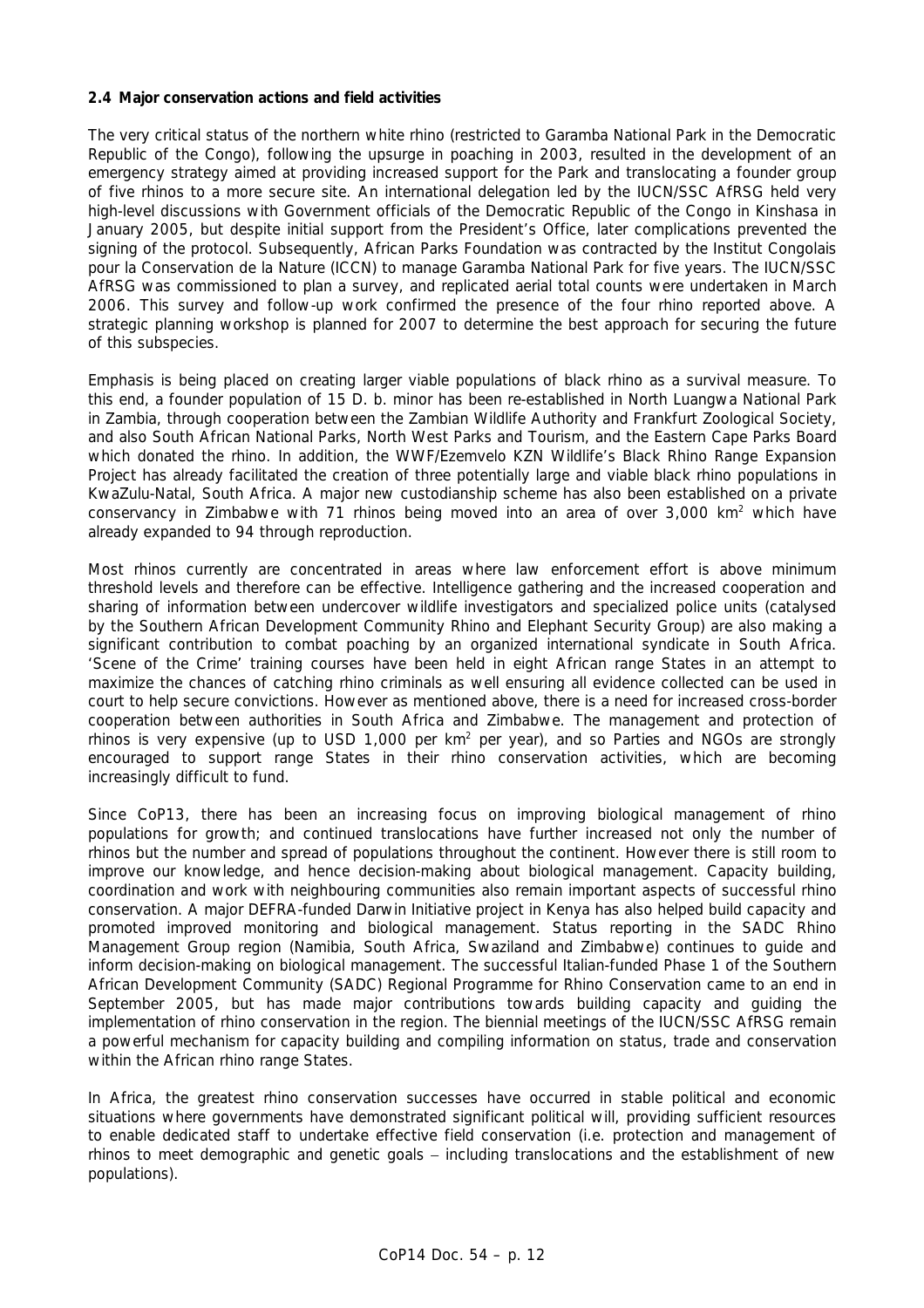**2.4 Major conservation actions and field activities**

The very critical status of the northern white rhino (restricted to Garamba National Park in the Democratic Republic of the Congo), following the upsurge in poaching in 2003, resulted in the development of an emergency strategy aimed at providing increased support for the Park and translocating a founder group of five rhinos to a more secure site. An international delegation led by the IUCN/SSC AfRSG held very high-level discussions with Government officials of the Democratic Republic of the Congo in Kinshasa in January 2005, but despite initial support from the President's Office, later complications prevented the signing of the protocol. Subsequently, African Parks Foundation was contracted by the Institut Congolais pour la Conservation de la Nature (ICCN) to manage Garamba National Park for five years. The IUCN/SSC AfRSG was commissioned to plan a survey, and replicated aerial total counts were undertaken in March 2006. This survey and follow-up work confirmed the presence of the four rhino reported above. A strategic planning workshop is planned for 2007 to determine the best approach for securing the future of this subspecies.

Emphasis is being placed on creating larger viable populations of black rhino as a survival measure. To this end, a founder population of 15 *D. b. minor* has been re-established in North Luangwa National Park in Zambia, through cooperation between the Zambian Wildlife Authority and Frankfurt Zoological Society, and also South African National Parks, North West Parks and Tourism, and the Eastern Cape Parks Board which donated the rhino. In addition, the WWF/Ezemvelo KZN Wildlife's Black Rhino Range Expansion Project has already facilitated the creation of three potentially large and viable black rhino populations in KwaZulu-Natal, South Africa. A major new custodianship scheme has also been established on a private conservancy in Zimbabwe with 71 rhinos being moved into an area of over 3,000 km$^2$ which have already expanded to 94 through reproduction.

Most rhinos currently are concentrated in areas where law enforcement effort is above minimum threshold levels and therefore can be effective. Intelligence gathering and the increased cooperation and sharing of information between undercover wildlife investigators and specialized police units (catalysed by the Southern African Development Community Rhino and Elephant Security Group) are also making a significant contribution to combat poaching by an organized international syndicate in South Africa. 'Scene of the Crime' training courses have been held in eight African range States in an attempt to maximize the chances of catching rhino criminals as well ensuring all evidence collected can be used in court to help secure convictions. However as mentioned above, there is a need for increased cross-border cooperation between authorities in South Africa and Zimbabwe. The management and protection of rhinos is very expensive (up to USD 1,000 per km$^2$ per year), and so Parties and NGOs are strongly encouraged to support range States in their rhino conservation activities, which are becoming increasingly difficult to fund.

Since CoP13, there has been an increasing focus on improving biological management of rhino populations for growth; and continued translocations have further increased not only the number of rhinos but the number and spread of populations throughout the continent. However there is still room to improve our knowledge, and hence decision-making about biological management. Capacity building, coordination and work with neighbouring communities also remain important aspects of successful rhino conservation. A major DEFRA-funded Darwin Initiative project in Kenya has also helped build capacity and promoted improved monitoring and biological management. Status reporting in the SADC Rhino Management Group region (Namibia, South Africa, Swaziland and Zimbabwe) continues to guide and inform decision-making on biological management. The successful Italian-funded Phase 1 of the Southern African Development Community (SADC) Regional Programme for Rhino Conservation came to an end in September 2005, but has made major contributions towards building capacity and guiding the implementation of rhino conservation in the region. The biennial meetings of the IUCN/SSC AfRSG remain a powerful mechanism for capacity building and compiling information on status, trade and conservation within the African rhino range States.

In Africa, the greatest rhino conservation successes have occurred in stable political and economic situations where governments have demonstrated significant political will, providing sufficient resources to enable dedicated staff to undertake effective field conservation (i.e. protection and management of rhinos to meet demographic and genetic goals – including translocations and the establishment of new populations).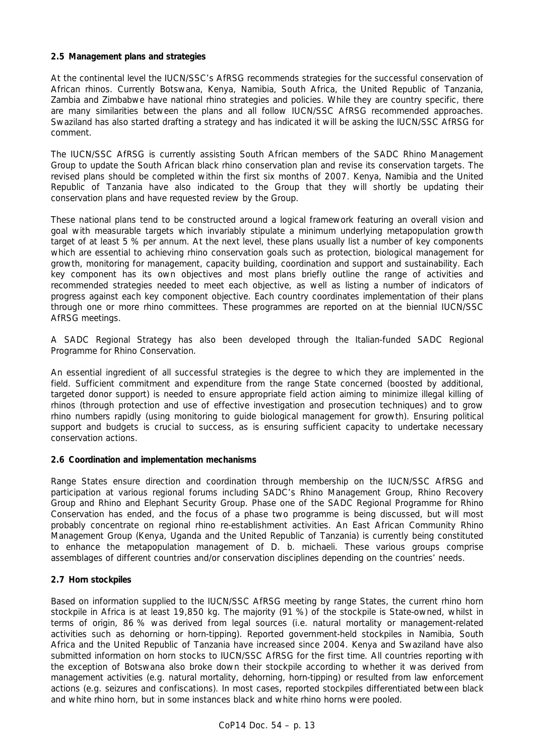### 2.5 Management plans and strategies

At the continental level the IUCN/SSC's AfRSG recommends strategies for the successful conservation of African rhinos. Currently Botswana, Kenya, Namibia, South Africa, the United Republic of Tanzania, Zambia and Zimbabwe have national rhino strategies and policies. While they are country specific, there are many similarities between the plans and all follow IUCN/SSC AfRSG recommended approaches. Swaziland has also started drafting a strategy and has indicated it will be asking the IUCN/SSC AfRSG for comment.

The IUCN/SSC AfRSG is currently assisting South African members of the SADC Rhino Management Group to update the South African black rhino conservation plan and revise its conservation targets. The revised plans should be completed within the first six months of 2007. Kenya, Namibia and the United Republic of Tanzania have also indicated to the Group that they will shortly be updating their conservation plans and have requested review by the Group.

These national plans tend to be constructed around a logical framework featuring an overall vision and goal with measurable targets which invariably stipulate a minimum underlying metapopulation growth target of at least 5 % per annum. At the next level, these plans usually list a number of key components which are essential to achieving rhino conservation goals such as protection, biological management for growth, monitoring for management, capacity building, coordination and support and sustainability. Each key component has its own objectives and most plans briefly outline the range of activities and recommended strategies needed to meet each objective, as well as listing a number of indicators of progress against each key component objective. Each country coordinates implementation of their plans through one or more rhino committees. These programmes are reported on at the biennial IUCN/SSC AfRSG meetings.

A SADC Regional Strategy has also been developed through the Italian-funded SADC Regional Programme for Rhino Conservation.

An essential ingredient of all successful strategies is the degree to which they are implemented in the field. Sufficient commitment and expenditure from the range State concerned (boosted by additional, targeted donor support) is needed to ensure appropriate field action aiming to minimize illegal killing of rhinos (through protection and use of effective investigation and prosecution techniques) and to grow rhino numbers rapidly (using monitoring to guide biological management for growth). Ensuring political support and budgets is crucial to success, as is ensuring sufficient capacity to undertake necessary conservation actions.

### 2.6 Coordination and implementation mechanisms

Range States ensure direction and coordination through membership on the IUCN/SSC AfRSG and participation at various regional forums including SADC's Rhino Management Group, Rhino Recovery Group and Rhino and Elephant Security Group. Phase one of the SADC Regional Programme for Rhino Conservation has ended, and the focus of a phase two programme is being discussed, but will most probably concentrate on regional rhino re-establishment activities. An East African Community Rhino Management Group (Kenya, Uganda and the United Republic of Tanzania) is currently being constituted to enhance the metapopulation management of *D. b. michaeli*. These various groups comprise assemblages of different countries and/or conservation disciplines depending on the countries' needs.

### 2.7 Horn stockpiles

Based on information supplied to the IUCN/SSC AfRSG meeting by range States, the current rhino horn stockpile in Africa is at least 19,850 kg. The majority (91 %) of the stockpile is State-owned, whilst in terms of origin, 86 % was derived from legal sources (i.e. natural mortality or management-related activities such as dehorning or horn-tipping). Reported government-held stockpiles in Namibia, South Africa and the United Republic of Tanzania have increased since 2004. Kenya and Swaziland have also submitted information on horn stocks to IUCN/SSC AfRSG for the first time. All countries reporting with the exception of Botswana also broke down their stockpile according to whether it was derived from management activities (e.g. natural mortality, dehorning, horn-tipping) or resulted from law enforcement actions (e.g. seizures and confiscations). In most cases, reported stockpiles differentiated between black and white rhino horn, but in some instances black and white rhino horns were pooled.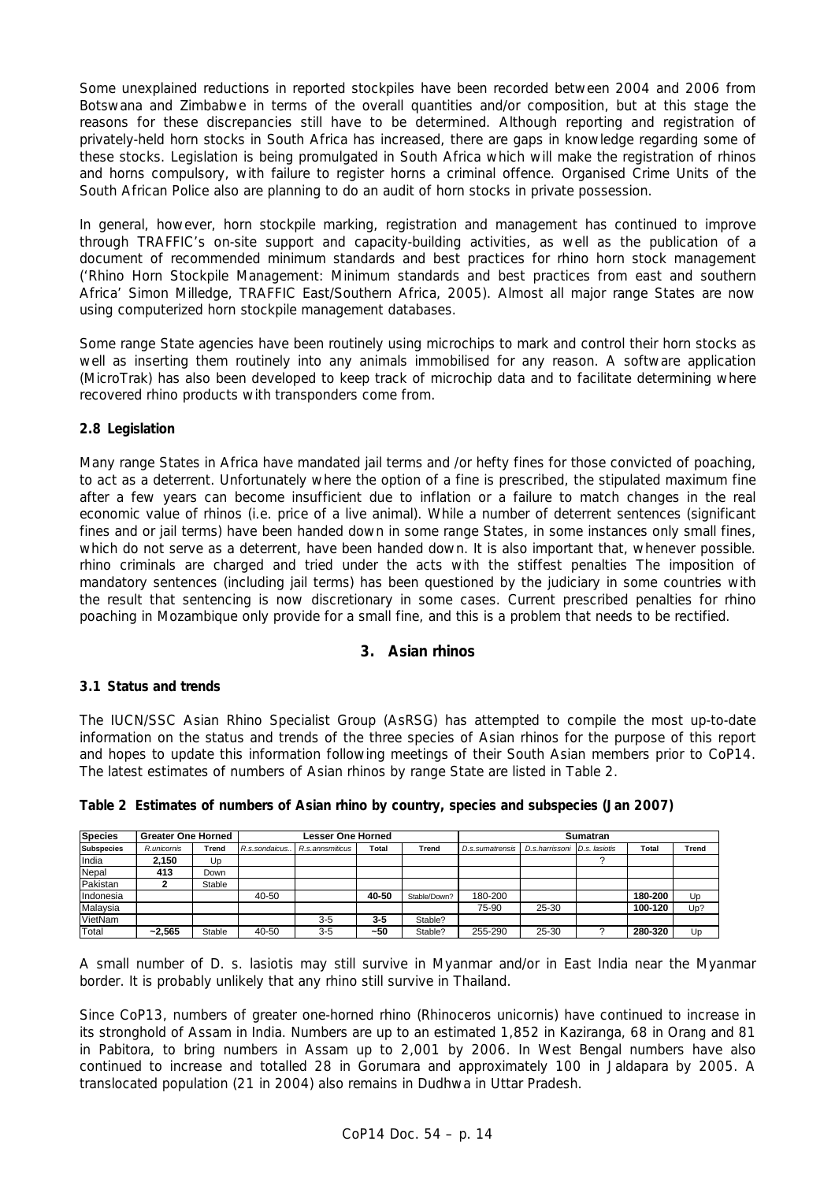Some unexplained reductions in reported stockpiles have been recorded between 2004 and 2006 from Botswana and Zimbabwe in terms of the overall quantities and/or composition, but at this stage the reasons for these discrepancies still have to be determined. Although reporting and registration of privately-held horn stocks in South Africa has increased, there are gaps in knowledge regarding some of these stocks. Legislation is being promulgated in South Africa which will make the registration of rhinos and horns compulsory, with failure to register horns a criminal offence. Organised Crime Units of the South African Police also are planning to do an audit of horn stocks in private possession.

In general, however, horn stockpile marking, registration and management has continued to improve through TRAFFIC's on-site support and capacity-building activities, as well as the publication of a document of recommended minimum standards and best practices for rhino horn stock management ('Rhino Horn Stockpile Management: Minimum standards and best practices from east and southern Africa' Simon Milledge, TRAFFIC East/Southern Africa, 2005). Almost all major range States are now using computerized horn stockpile management databases.

Some range State agencies have been routinely using microchips to mark and control their horn stocks as well as inserting them routinely into any animals immobilised for any reason. A software application (MicroTrak) has also been developed to keep track of microchip data and to facilitate determining where recovered rhino products with transponders come from.

**2.8 Legislation**

Many range States in Africa have mandated jail terms and /or hefty fines for those convicted of poaching, to act as a deterrent. Unfortunately where the option of a fine is prescribed, the stipulated maximum fine after a few years can become insufficient due to inflation or a failure to match changes in the real economic value of rhinos (i.e. price of a live animal). While a number of deterrent sentences (significant fines and or jail terms) have been handed down in some range States, in some instances only small fines, which do not serve as a deterrent, have been handed down. It is also important that, whenever possible. rhino criminals are charged and tried under the acts with the stiffest penalties The imposition of mandatory sentences (including jail terms) has been questioned by the judiciary in some countries with the result that sentencing is now discretionary in some cases. Current prescribed penalties for rhino poaching in Mozambique only provide for a small fine, and this is a problem that needs to be rectified.

## 3. Asian rhinos

**3.1 Status and trends**

The IUCN/SSC Asian Rhino Specialist Group (AsRSG) has attempted to compile the most up-to-date information on the status and trends of the three species of Asian rhinos for the purpose of this report and hopes to update this information following meetings of their South Asian members prior to CoP14. The latest estimates of numbers of Asian rhinos by range State are listed in Table 2.

**Table 2 Estimates of numbers of Asian rhino by country, species and subspecies (Jan 2007)**

| Species | Greater One Horned | | Lesser One Horned | | | | Sumatran | | | | |
|---|---|---|---|---|---|---|---|---|---|---|---|
| Subspecies | *R.unicornis* | Trend | *R.s.sondaicus..* | *R.s.annsmiticus* | Total | Trend | *D.s.sumatrensis* | *D.s.harrissoni* | *D.s. lasiotis* | Total | Trend |
| India | **2,150** | Up | | | | | | | ? | | |
| Nepal | **413** | Down | | | | | | | | | |
| Pakistan | **2** | Stable | | | | | | | | | |
| Indonesia | | | 40-50 | | **40-50** | Stable/Down? | 180-200 | | | **180-200** | Up |
| Malaysia | | | | | | | 75-90 | 25-30 | | **100-120** | Up? |
| VietNam | | | | 3-5 | **3-5** | Stable? | | | | | |
| Total | **~2,565** | Stable | 40-50 | 3-5 | **~50** | Stable? | 255-290 | 25-30 | ? | **280-320** | Up |

A small number of D. s. lasiotis may still survive in Myanmar and/or in East India near the Myanmar border. It is probably unlikely that any rhino still survive in Thailand.

Since CoP13, numbers of greater one-horned rhino (Rhinoceros unicornis) have continued to increase in its stronghold of Assam in India. Numbers are up to an estimated 1,852 in Kaziranga, 68 in Orang and 81 in Pabitora, to bring numbers in Assam up to 2,001 by 2006. In West Bengal numbers have also continued to increase and totalled 28 in Gorumara and approximately 100 in Jaldapara by 2005. A translocated population (21 in 2004) also remains in Dudhwa in Uttar Pradesh.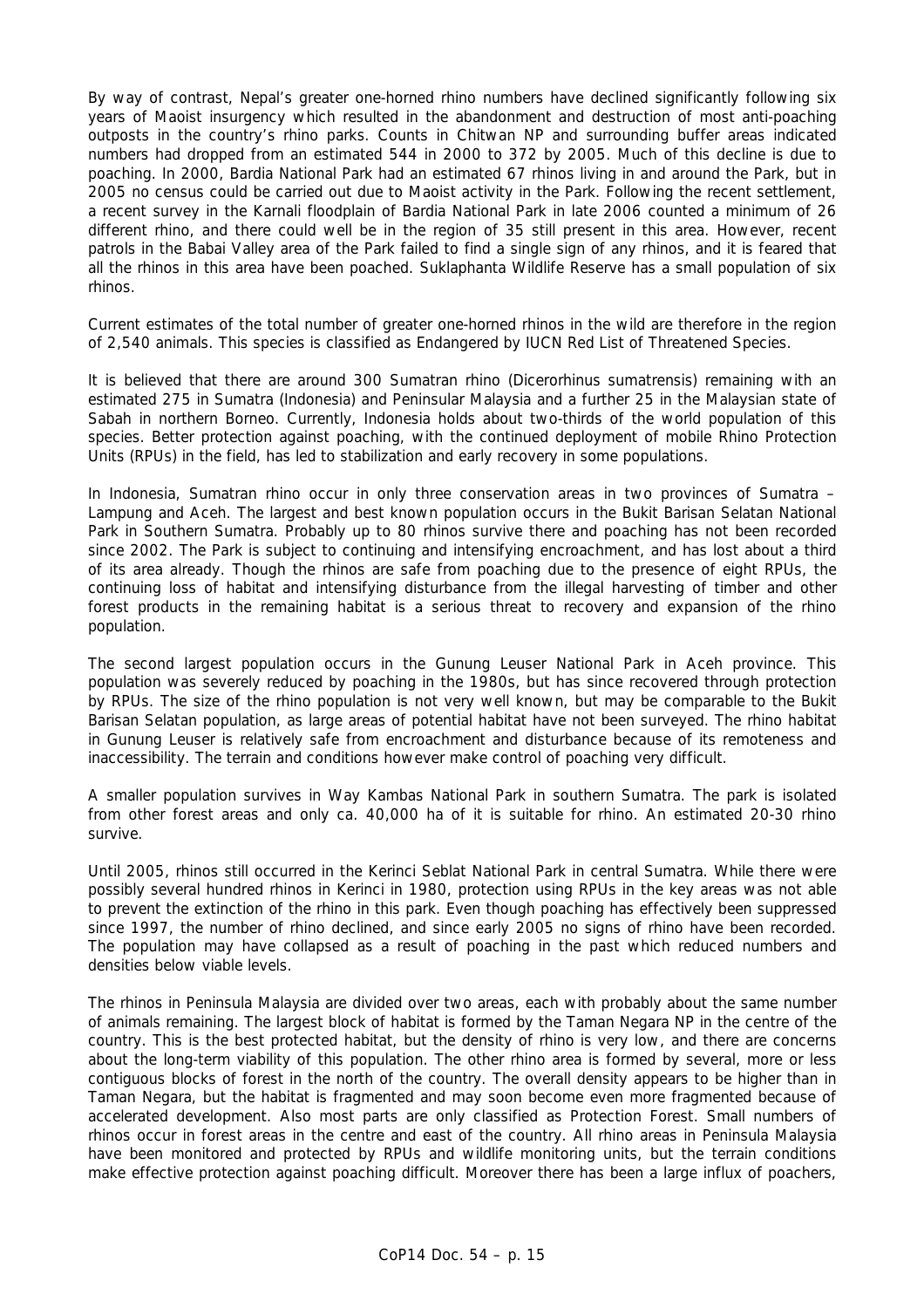By way of contrast, Nepal's greater one-horned rhino numbers have declined significantly following six years of Maoist insurgency which resulted in the abandonment and destruction of most anti-poaching outposts in the country's rhino parks. Counts in Chitwan NP and surrounding buffer areas indicated numbers had dropped from an estimated 544 in 2000 to 372 by 2005. Much of this decline is due to poaching. In 2000, Bardia National Park had an estimated 67 rhinos living in and around the Park, but in 2005 no census could be carried out due to Maoist activity in the Park. Following the recent settlement, a recent survey in the Karnali floodplain of Bardia National Park in late 2006 counted a minimum of 26 different rhino, and there could well be in the region of 35 still present in this area. However, recent patrols in the Babai Valley area of the Park failed to find a single sign of any rhinos, and it is feared that all the rhinos in this area have been poached. Suklaphanta Wildlife Reserve has a small population of six rhinos.

Current estimates of the total number of greater one-horned rhinos in the wild are therefore in the region of 2,540 animals. This species is classified as Endangered by IUCN Red List of Threatened Species.

It is believed that there are around 300 Sumatran rhino (*Dicerorhinus sumatrensis*) remaining with an estimated 275 in Sumatra (Indonesia) and Peninsular Malaysia and a further 25 in the Malaysian state of Sabah in northern Borneo. Currently, Indonesia holds about two-thirds of the world population of this species. Better protection against poaching, with the continued deployment of mobile Rhino Protection Units (RPUs) in the field, has led to stabilization and early recovery in some populations.

In Indonesia, Sumatran rhino occur in only three conservation areas in two provinces of Sumatra – Lampung and Aceh. The largest and best known population occurs in the Bukit Barisan Selatan National Park in Southern Sumatra. Probably up to 80 rhinos survive there and poaching has not been recorded since 2002. The Park is subject to continuing and intensifying encroachment, and has lost about a third of its area already. Though the rhinos are safe from poaching due to the presence of eight RPUs, the continuing loss of habitat and intensifying disturbance from the illegal harvesting of timber and other forest products in the remaining habitat is a serious threat to recovery and expansion of the rhino population.

The second largest population occurs in the Gunung Leuser National Park in Aceh province. This population was severely reduced by poaching in the 1980s, but has since recovered through protection by RPUs. The size of the rhino population is not very well known, but may be comparable to the Bukit Barisan Selatan population, as large areas of potential habitat have not been surveyed. The rhino habitat in Gunung Leuser is relatively safe from encroachment and disturbance because of its remoteness and inaccessibility. The terrain and conditions however make control of poaching very difficult.

A smaller population survives in Way Kambas National Park in southern Sumatra. The park is isolated from other forest areas and only ca. 40,000 ha of it is suitable for rhino. An estimated 20-30 rhino survive.

Until 2005, rhinos still occurred in the Kerinci Seblat National Park in central Sumatra. While there were possibly several hundred rhinos in Kerinci in 1980, protection using RPUs in the key areas was not able to prevent the extinction of the rhino in this park. Even though poaching has effectively been suppressed since 1997, the number of rhino declined, and since early 2005 no signs of rhino have been recorded. The population may have collapsed as a result of poaching in the past which reduced numbers and densities below viable levels.

The rhinos in Peninsula Malaysia are divided over two areas, each with probably about the same number of animals remaining. The largest block of habitat is formed by the Taman Negara NP in the centre of the country. This is the best protected habitat, but the density of rhino is very low, and there are concerns about the long-term viability of this population. The other rhino area is formed by several, more or less contiguous blocks of forest in the north of the country. The overall density appears to be higher than in Taman Negara, but the habitat is fragmented and may soon become even more fragmented because of accelerated development. Also most parts are only classified as Protection Forest. Small numbers of rhinos occur in forest areas in the centre and east of the country. All rhino areas in Peninsula Malaysia have been monitored and protected by RPUs and wildlife monitoring units, but the terrain conditions make effective protection against poaching difficult. Moreover there has been a large influx of poachers,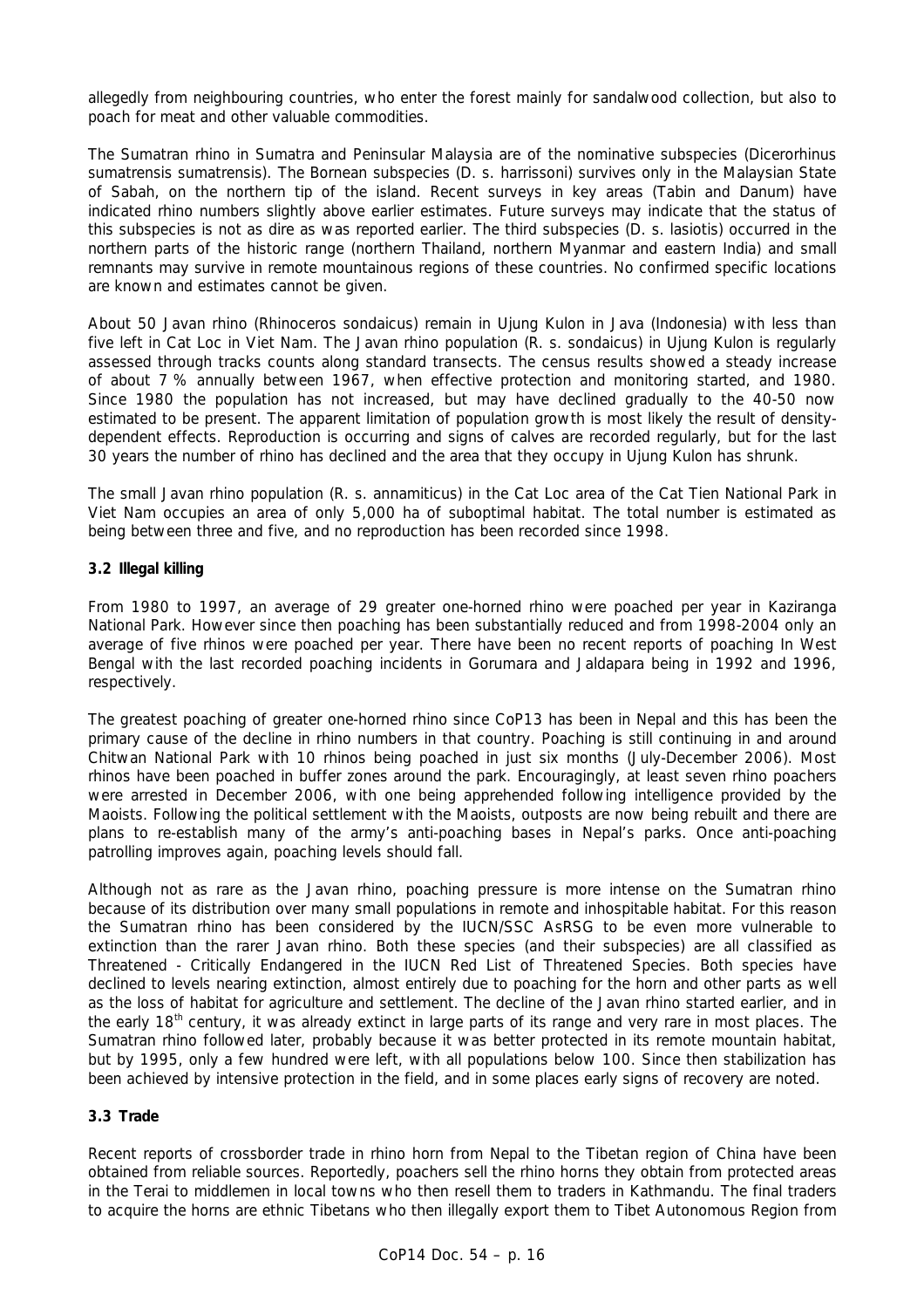allegedly from neighbouring countries, who enter the forest mainly for sandalwood collection, but also to poach for meat and other valuable commodities.

The Sumatran rhino in Sumatra and Peninsular Malaysia are of the nominative subspecies (*Dicerorhinus sumatrensis sumatrensis*). The Bornean subspecies (*D. s. harrissoni*) survives only in the Malaysian State of Sabah, on the northern tip of the island. Recent surveys in key areas (Tabin and Danum) have indicated rhino numbers slightly above earlier estimates. Future surveys may indicate that the status of this subspecies is not as dire as was reported earlier. The third subspecies (*D. s. lasiotis*) occurred in the northern parts of the historic range (northern Thailand, northern Myanmar and eastern India) and small remnants may survive in remote mountainous regions of these countries. No confirmed specific locations are known and estimates cannot be given.

About 50 Javan rhino (*Rhinoceros sondaicus*) remain in Ujung Kulon in Java (Indonesia) with less than five left in Cat Loc in Viet Nam. The Javan rhino population (*R. s. sondaicus*) in Ujung Kulon is regularly assessed through tracks counts along standard transects. The census results showed a steady increase of about 7 % annually between 1967, when effective protection and monitoring started, and 1980. Since 1980 the population has not increased, but may have declined gradually to the 40-50 now estimated to be present. The apparent limitation of population growth is most likely the result of density-dependent effects. Reproduction is occurring and signs of calves are recorded regularly, but for the last 30 years the number of rhino has declined and the area that they occupy in Ujung Kulon has shrunk.

The small Javan rhino population (*R. s. annamiticus*) in the Cat Loc area of the Cat Tien National Park in Viet Nam occupies an area of only 5,000 ha of suboptimal habitat. The total number is estimated as being between three and five, and no reproduction has been recorded since 1998.

### 3.2 Illegal killing

From 1980 to 1997, an average of 29 greater one-horned rhino were poached per year in Kaziranga National Park. However since then poaching has been substantially reduced and from 1998-2004 only an average of five rhinos were poached per year. There have been no recent reports of poaching In West Bengal with the last recorded poaching incidents in Gorumara and Jaldapara being in 1992 and 1996, respectively.

The greatest poaching of greater one-horned rhino since CoP13 has been in Nepal and this has been the primary cause of the decline in rhino numbers in that country. Poaching is still continuing in and around Chitwan National Park with 10 rhinos being poached in just six months (July-December 2006). Most rhinos have been poached in buffer zones around the park. Encouragingly, at least seven rhino poachers were arrested in December 2006, with one being apprehended following intelligence provided by the Maoists. Following the political settlement with the Maoists, outposts are now being rebuilt and there are plans to re-establish many of the army's anti-poaching bases in Nepal's parks. Once anti-poaching patrolling improves again, poaching levels should fall.

Although not as rare as the Javan rhino, poaching pressure is more intense on the Sumatran rhino because of its distribution over many small populations in remote and inhospitable habitat. For this reason the Sumatran rhino has been considered by the IUCN/SSC AsRSG to be even more vulnerable to extinction than the rarer Javan rhino. Both these species (and their subspecies) are all classified as Threatened - Critically Endangered in the IUCN Red List of Threatened Species. Both species have declined to levels nearing extinction, almost entirely due to poaching for the horn and other parts as well as the loss of habitat for agriculture and settlement. The decline of the Javan rhino started earlier, and in the early 18th century, it was already extinct in large parts of its range and very rare in most places. The Sumatran rhino followed later, probably because it was better protected in its remote mountain habitat, but by 1995, only a few hundred were left, with all populations below 100. Since then stabilization has been achieved by intensive protection in the field, and in some places early signs of recovery are noted.

### 3.3 Trade

Recent reports of crossborder trade in rhino horn from Nepal to the Tibetan region of China have been obtained from reliable sources. Reportedly, poachers sell the rhino horns they obtain from protected areas in the Terai to middlemen in local towns who then resell them to traders in Kathmandu. The final traders to acquire the horns are ethnic Tibetans who then illegally export them to Tibet Autonomous Region from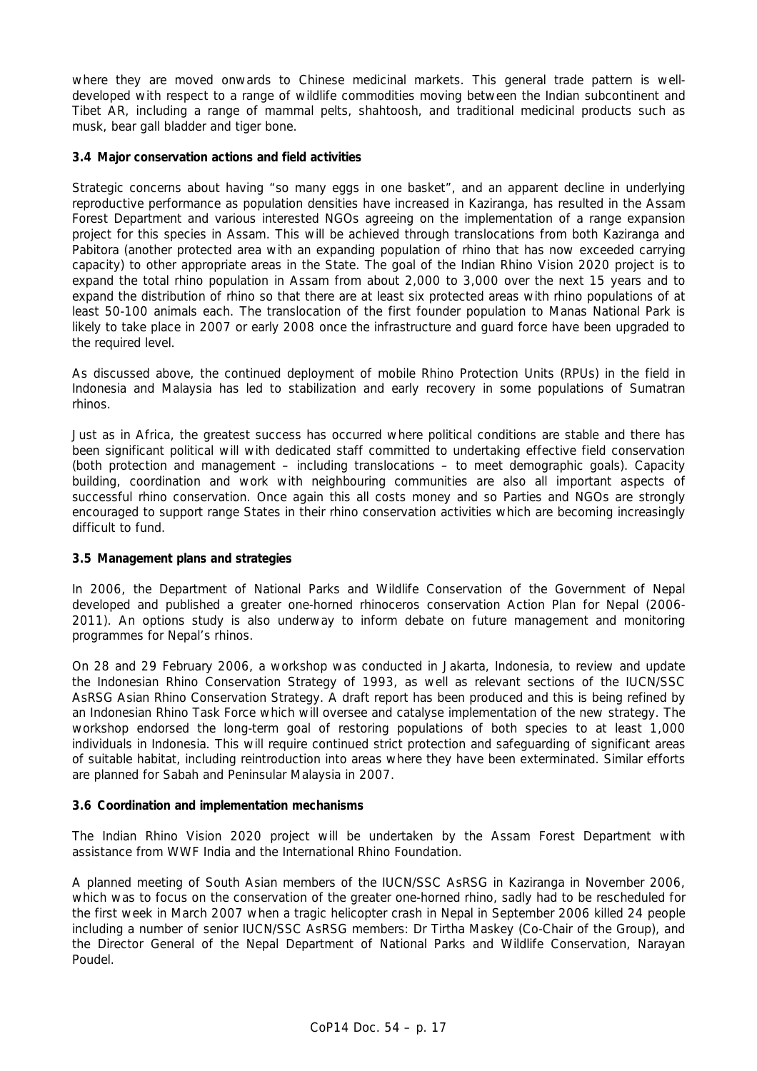where they are moved onwards to Chinese medicinal markets. This general trade pattern is well-developed with respect to a range of wildlife commodities moving between the Indian subcontinent and Tibet AR, including a range of mammal pelts, shahtoosh, and traditional medicinal products such as musk, bear gall bladder and tiger bone.

### 3.4 Major conservation actions and field activities

Strategic concerns about having "so many eggs in one basket", and an apparent decline in underlying reproductive performance as population densities have increased in Kaziranga, has resulted in the Assam Forest Department and various interested NGOs agreeing on the implementation of a range expansion project for this species in Assam. This will be achieved through translocations from both Kaziranga and Pabitora (another protected area with an expanding population of rhino that has now exceeded carrying capacity) to other appropriate areas in the State. The goal of the Indian Rhino Vision 2020 project is to expand the total rhino population in Assam from about 2,000 to 3,000 over the next 15 years and to expand the distribution of rhino so that there are at least six protected areas with rhino populations of at least 50-100 animals each. The translocation of the first founder population to Manas National Park is likely to take place in 2007 or early 2008 once the infrastructure and guard force have been upgraded to the required level.

As discussed above, the continued deployment of mobile Rhino Protection Units (RPUs) in the field in Indonesia and Malaysia has led to stabilization and early recovery in some populations of Sumatran rhinos.

Just as in Africa, the greatest success has occurred where political conditions are stable and there has been significant political will with dedicated staff committed to undertaking effective field conservation (both protection and management – including translocations – to meet demographic goals). Capacity building, coordination and work with neighbouring communities are also all important aspects of successful rhino conservation. Once again this all costs money and so Parties and NGOs are strongly encouraged to support range States in their rhino conservation activities which are becoming increasingly difficult to fund.

### 3.5 Management plans and strategies

In 2006, the Department of National Parks and Wildlife Conservation of the Government of Nepal developed and published a greater one-horned rhinoceros conservation Action Plan for Nepal (2006-2011). An options study is also underway to inform debate on future management and monitoring programmes for Nepal's rhinos.

On 28 and 29 February 2006, a workshop was conducted in Jakarta, Indonesia, to review and update the Indonesian Rhino Conservation Strategy of 1993, as well as relevant sections of the IUCN/SSC AsRSG Asian Rhino Conservation Strategy. A draft report has been produced and this is being refined by an Indonesian Rhino Task Force which will oversee and catalyse implementation of the new strategy. The workshop endorsed the long-term goal of restoring populations of both species to at least 1,000 individuals in Indonesia. This will require continued strict protection and safeguarding of significant areas of suitable habitat, including reintroduction into areas where they have been exterminated. Similar efforts are planned for Sabah and Peninsular Malaysia in 2007.

### 3.6 Coordination and implementation mechanisms

The Indian Rhino Vision 2020 project will be undertaken by the Assam Forest Department with assistance from WWF India and the International Rhino Foundation.

A planned meeting of South Asian members of the IUCN/SSC AsRSG in Kaziranga in November 2006, which was to focus on the conservation of the greater one-horned rhino, sadly had to be rescheduled for the first week in March 2007 when a tragic helicopter crash in Nepal in September 2006 killed 24 people including a number of senior IUCN/SSC AsRSG members: Dr Tirtha Maskey (Co-Chair of the Group), and the Director General of the Nepal Department of National Parks and Wildlife Conservation, Narayan Poudel.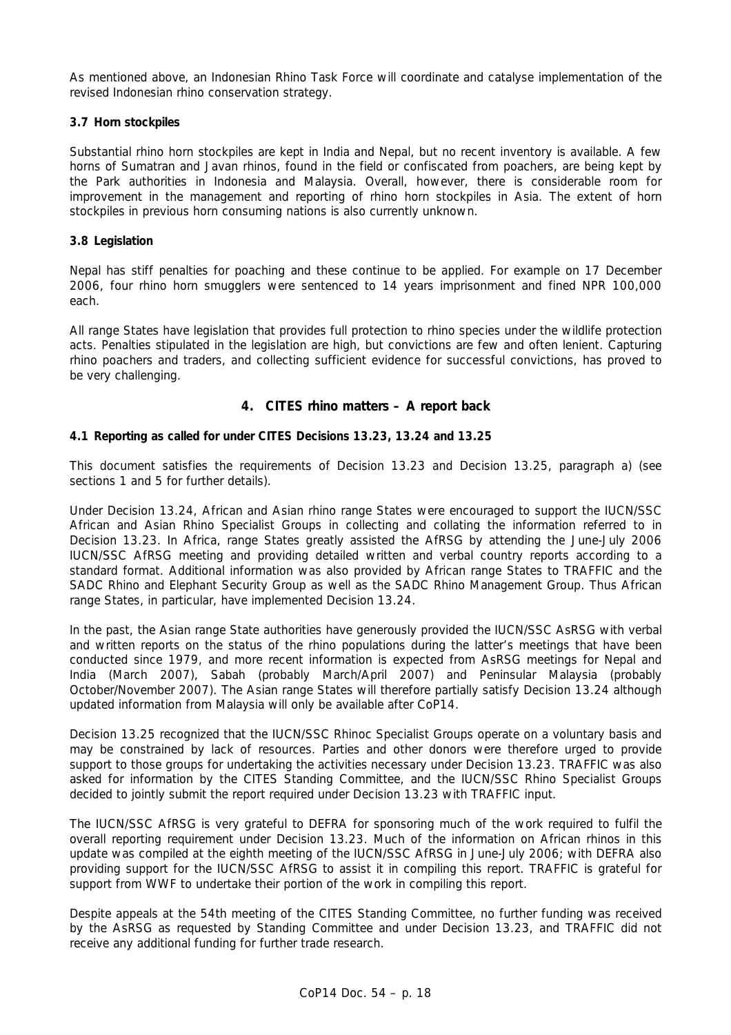As mentioned above, an Indonesian Rhino Task Force will coordinate and catalyse implementation of the revised Indonesian rhino conservation strategy.

### 3.7 Horn stockpiles

Substantial rhino horn stockpiles are kept in India and Nepal, but no recent inventory is available. A few horns of Sumatran and Javan rhinos, found in the field or confiscated from poachers, are being kept by the Park authorities in Indonesia and Malaysia. Overall, however, there is considerable room for improvement in the management and reporting of rhino horn stockpiles in Asia. The extent of horn stockpiles in previous horn consuming nations is also currently unknown.

### 3.8 Legislation

Nepal has stiff penalties for poaching and these continue to be applied. For example on 17 December 2006, four rhino horn smugglers were sentenced to 14 years imprisonment and fined NPR 100,000 each.

All range States have legislation that provides full protection to rhino species under the wildlife protection acts. Penalties stipulated in the legislation are high, but convictions are few and often lenient. Capturing rhino poachers and traders, and collecting sufficient evidence for successful convictions, has proved to be very challenging.

## 4. CITES rhino matters – A report back

### 4.1 Reporting as called for under CITES Decisions 13.23, 13.24 and 13.25

This document satisfies the requirements of Decision 13.23 and Decision 13.25, paragraph a) (see sections 1 and 5 for further details).

Under Decision 13.24, African and Asian rhino range States were encouraged to support the IUCN/SSC African and Asian Rhino Specialist Groups in collecting and collating the information referred to in Decision 13.23. In Africa, range States greatly assisted the AfRSG by attending the June-July 2006 IUCN/SSC AfRSG meeting and providing detailed written and verbal country reports according to a standard format. Additional information was also provided by African range States to TRAFFIC and the SADC Rhino and Elephant Security Group as well as the SADC Rhino Management Group. Thus African range States, in particular, have implemented Decision 13.24.

In the past, the Asian range State authorities have generously provided the IUCN/SSC AsRSG with verbal and written reports on the status of the rhino populations during the latter's meetings that have been conducted since 1979, and more recent information is expected from AsRSG meetings for Nepal and India (March 2007), Sabah (probably March/April 2007) and Peninsular Malaysia (probably October/November 2007). The Asian range States will therefore partially satisfy Decision 13.24 although updated information from Malaysia will only be available after CoP14.

Decision 13.25 recognized that the IUCN/SSC Rhinoc Specialist Groups operate on a voluntary basis and may be constrained by lack of resources. Parties and other donors were therefore urged to provide support to those groups for undertaking the activities necessary under Decision 13.23. TRAFFIC was also asked for information by the CITES Standing Committee, and the IUCN/SSC Rhino Specialist Groups decided to jointly submit the report required under Decision 13.23 with TRAFFIC input.

The IUCN/SSC AfRSG is very grateful to DEFRA for sponsoring much of the work required to fulfil the overall reporting requirement under Decision 13.23. Much of the information on African rhinos in this update was compiled at the eighth meeting of the IUCN/SSC AfRSG in June-July 2006; with DEFRA also providing support for the IUCN/SSC AfRSG to assist it in compiling this report. TRAFFIC is grateful for support from WWF to undertake their portion of the work in compiling this report.

Despite appeals at the 54th meeting of the CITES Standing Committee, no further funding was received by the AsRSG as requested by Standing Committee and under Decision 13.23, and TRAFFIC did not receive any additional funding for further trade research.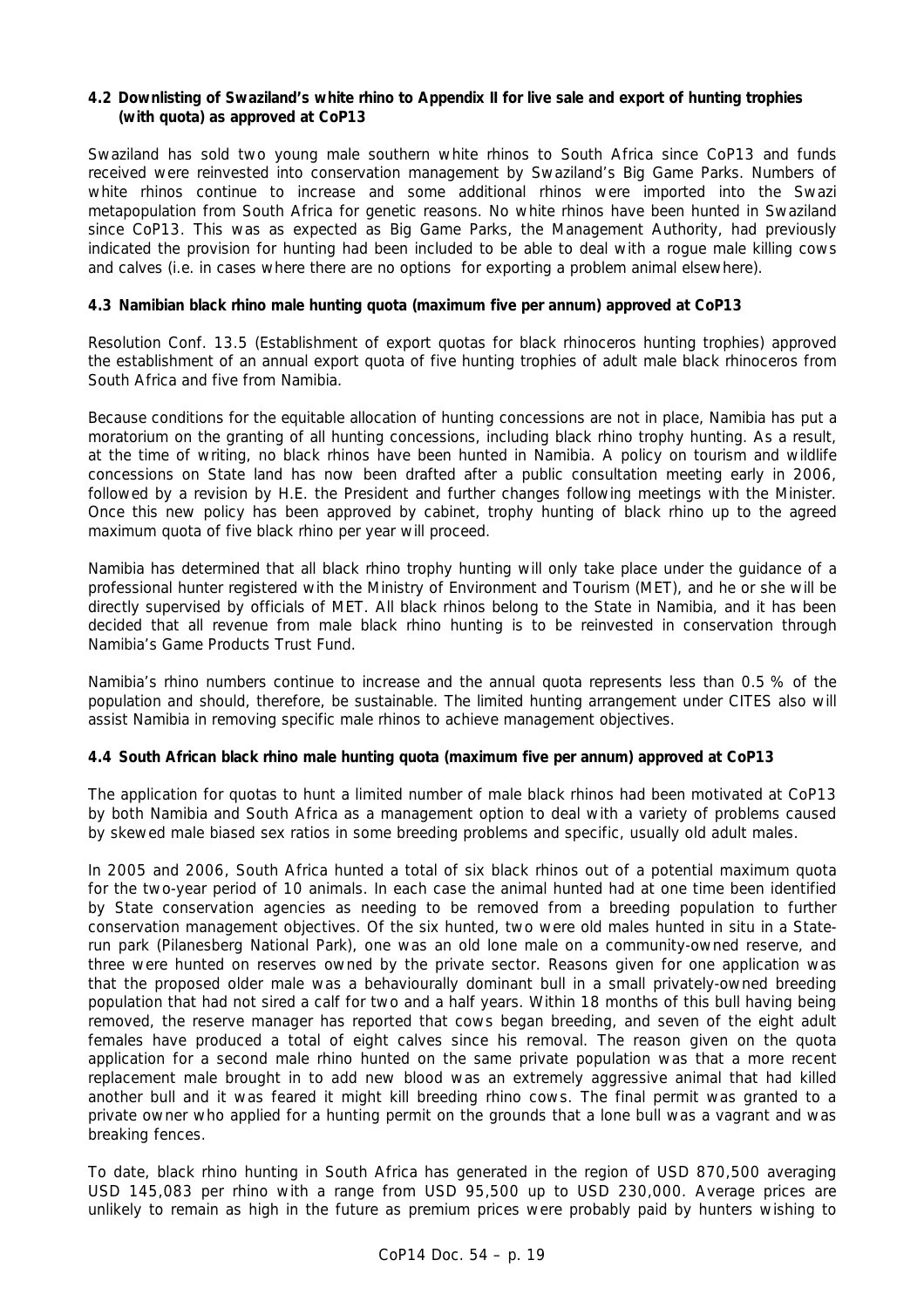**4.2 Downlisting of Swaziland's white rhino to Appendix II for live sale and export of hunting trophies (with quota) as approved at CoP13**

Swaziland has sold two young male southern white rhinos to South Africa since CoP13 and funds received were reinvested into conservation management by Swaziland's Big Game Parks. Numbers of white rhinos continue to increase and some additional rhinos were imported into the Swazi metapopulation from South Africa for genetic reasons. No white rhinos have been hunted in Swaziland since CoP13. This was as expected as Big Game Parks, the Management Authority, had previously indicated the provision for hunting had been included to be able to deal with a rogue male killing cows and calves (i.e. in cases where there are no options for exporting a problem animal elsewhere).

**4.3 Namibian black rhino male hunting quota (maximum five per annum) approved at CoP13**

Resolution Conf. 13.5 (Establishment of export quotas for black rhinoceros hunting trophies) approved the establishment of an annual export quota of five hunting trophies of adult male black rhinoceros from South Africa and five from Namibia.

Because conditions for the equitable allocation of hunting concessions are not in place, Namibia has put a moratorium on the granting of all hunting concessions, including black rhino trophy hunting. As a result, at the time of writing, no black rhinos have been hunted in Namibia. A policy on tourism and wildlife concessions on State land has now been drafted after a public consultation meeting early in 2006, followed by a revision by H.E. the President and further changes following meetings with the Minister. Once this new policy has been approved by cabinet, trophy hunting of black rhino up to the agreed maximum quota of five black rhino per year will proceed.

Namibia has determined that all black rhino trophy hunting will only take place under the guidance of a professional hunter registered with the Ministry of Environment and Tourism (MET), and he or she will be directly supervised by officials of MET. All black rhinos belong to the State in Namibia, and it has been decided that all revenue from male black rhino hunting is to be reinvested in conservation through Namibia's Game Products Trust Fund.

Namibia's rhino numbers continue to increase and the annual quota represents less than 0.5 % of the population and should, therefore, be sustainable. The limited hunting arrangement under CITES also will assist Namibia in removing specific male rhinos to achieve management objectives.

**4.4 South African black rhino male hunting quota (maximum five per annum) approved at CoP13**

The application for quotas to hunt a limited number of male black rhinos had been motivated at CoP13 by both Namibia and South Africa as a management option to deal with a variety of problems caused by skewed male biased sex ratios in some breeding problems and specific, usually old adult males.

In 2005 and 2006, South Africa hunted a total of six black rhinos out of a potential maximum quota for the two-year period of 10 animals. In each case the animal hunted had at one time been identified by State conservation agencies as needing to be removed from a breeding population to further conservation management objectives. Of the six hunted, two were old males hunted in situ in a State-run park (Pilanesberg National Park), one was an old lone male on a community-owned reserve, and three were hunted on reserves owned by the private sector. Reasons given for one application was that the proposed older male was a behaviourally dominant bull in a small privately-owned breeding population that had not sired a calf for two and a half years. Within 18 months of this bull having being removed, the reserve manager has reported that cows began breeding, and seven of the eight adult females have produced a total of eight calves since his removal. The reason given on the quota application for a second male rhino hunted on the same private population was that a more recent replacement male brought in to add new blood was an extremely aggressive animal that had killed another bull and it was feared it might kill breeding rhino cows. The final permit was granted to a private owner who applied for a hunting permit on the grounds that a lone bull was a vagrant and was breaking fences.

To date, black rhino hunting in South Africa has generated in the region of USD 870,500 averaging USD 145,083 per rhino with a range from USD 95,500 up to USD 230,000. Average prices are unlikely to remain as high in the future as premium prices were probably paid by hunters wishing to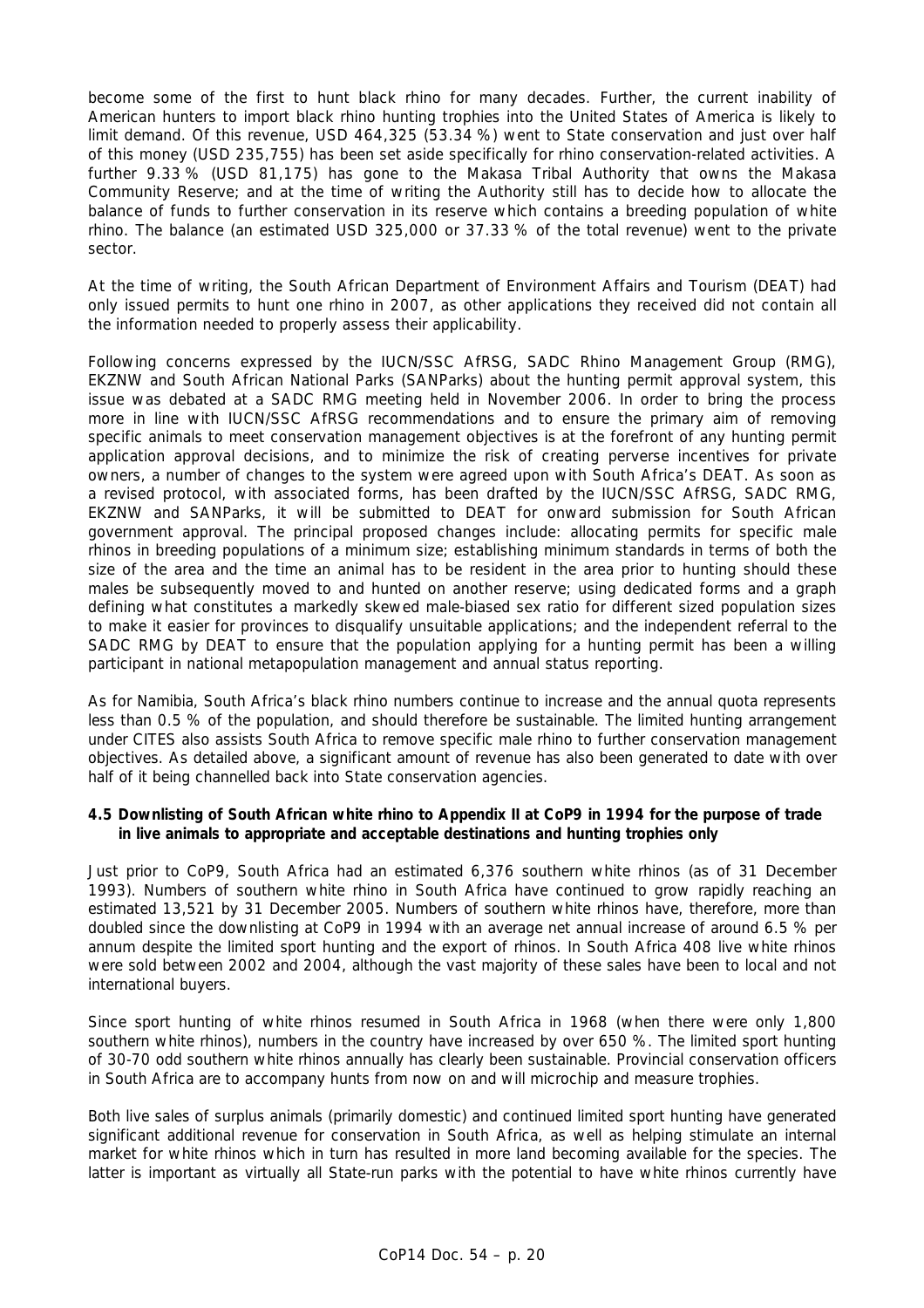become some of the first to hunt black rhino for many decades. Further, the current inability of American hunters to import black rhino hunting trophies into the United States of America is likely to limit demand. Of this revenue, USD 464,325 (53.34 %) went to State conservation and just over half of this money (USD 235,755) has been set aside specifically for rhino conservation-related activities. A further 9.33 % (USD 81,175) has gone to the Makasa Tribal Authority that owns the Makasa Community Reserve; and at the time of writing the Authority still has to decide how to allocate the balance of funds to further conservation in its reserve which contains a breeding population of white rhino. The balance (an estimated USD 325,000 or 37.33 % of the total revenue) went to the private sector.

At the time of writing, the South African Department of Environment Affairs and Tourism (DEAT) had only issued permits to hunt one rhino in 2007, as other applications they received did not contain all the information needed to properly assess their applicability.

Following concerns expressed by the IUCN/SSC AfRSG, SADC Rhino Management Group (RMG), EKZNW and South African National Parks (SANParks) about the hunting permit approval system, this issue was debated at a SADC RMG meeting held in November 2006. In order to bring the process more in line with IUCN/SSC AfRSG recommendations and to ensure the primary aim of removing specific animals to meet conservation management objectives is at the forefront of any hunting permit application approval decisions, and to minimize the risk of creating perverse incentives for private owners, a number of changes to the system were agreed upon with South Africa's DEAT. As soon as a revised protocol, with associated forms, has been drafted by the IUCN/SSC AfRSG, SADC RMG, EKZNW and SANParks, it will be submitted to DEAT for onward submission for South African government approval. The principal proposed changes include: allocating permits for specific male rhinos in breeding populations of a minimum size; establishing minimum standards in terms of both the size of the area and the time an animal has to be resident in the area prior to hunting should these males be subsequently moved to and hunted on another reserve; using dedicated forms and a graph defining what constitutes a markedly skewed male-biased sex ratio for different sized population sizes to make it easier for provinces to disqualify unsuitable applications; and the independent referral to the SADC RMG by DEAT to ensure that the population applying for a hunting permit has been a willing participant in national metapopulation management and annual status reporting.

As for Namibia, South Africa's black rhino numbers continue to increase and the annual quota represents less than 0.5 % of the population, and should therefore be sustainable. The limited hunting arrangement under CITES also assists South Africa to remove specific male rhino to further conservation management objectives. As detailed above, a significant amount of revenue has also been generated to date with over half of it being channelled back into State conservation agencies.

**4.5 Downlisting of South African white rhino to Appendix II at CoP9 in 1994 for the purpose of trade in live animals to appropriate and acceptable destinations and hunting trophies only**

Just prior to CoP9, South Africa had an estimated 6,376 southern white rhinos (as of 31 December 1993). Numbers of southern white rhino in South Africa have continued to grow rapidly reaching an estimated 13,521 by 31 December 2005. Numbers of southern white rhinos have, therefore, more than doubled since the downlisting at CoP9 in 1994 with an average net annual increase of around 6.5 % per annum despite the limited sport hunting and the export of rhinos. In South Africa 408 live white rhinos were sold between 2002 and 2004, although the vast majority of these sales have been to local and not international buyers.

Since sport hunting of white rhinos resumed in South Africa in 1968 (when there were only 1,800 southern white rhinos), numbers in the country have increased by over 650 %. The limited sport hunting of 30-70 odd southern white rhinos annually has clearly been sustainable. Provincial conservation officers in South Africa are to accompany hunts from now on and will microchip and measure trophies.

Both live sales of surplus animals (primarily domestic) and continued limited sport hunting have generated significant additional revenue for conservation in South Africa, as well as helping stimulate an internal market for white rhinos which in turn has resulted in more land becoming available for the species. The latter is important as virtually all State-run parks with the potential to have white rhinos currently have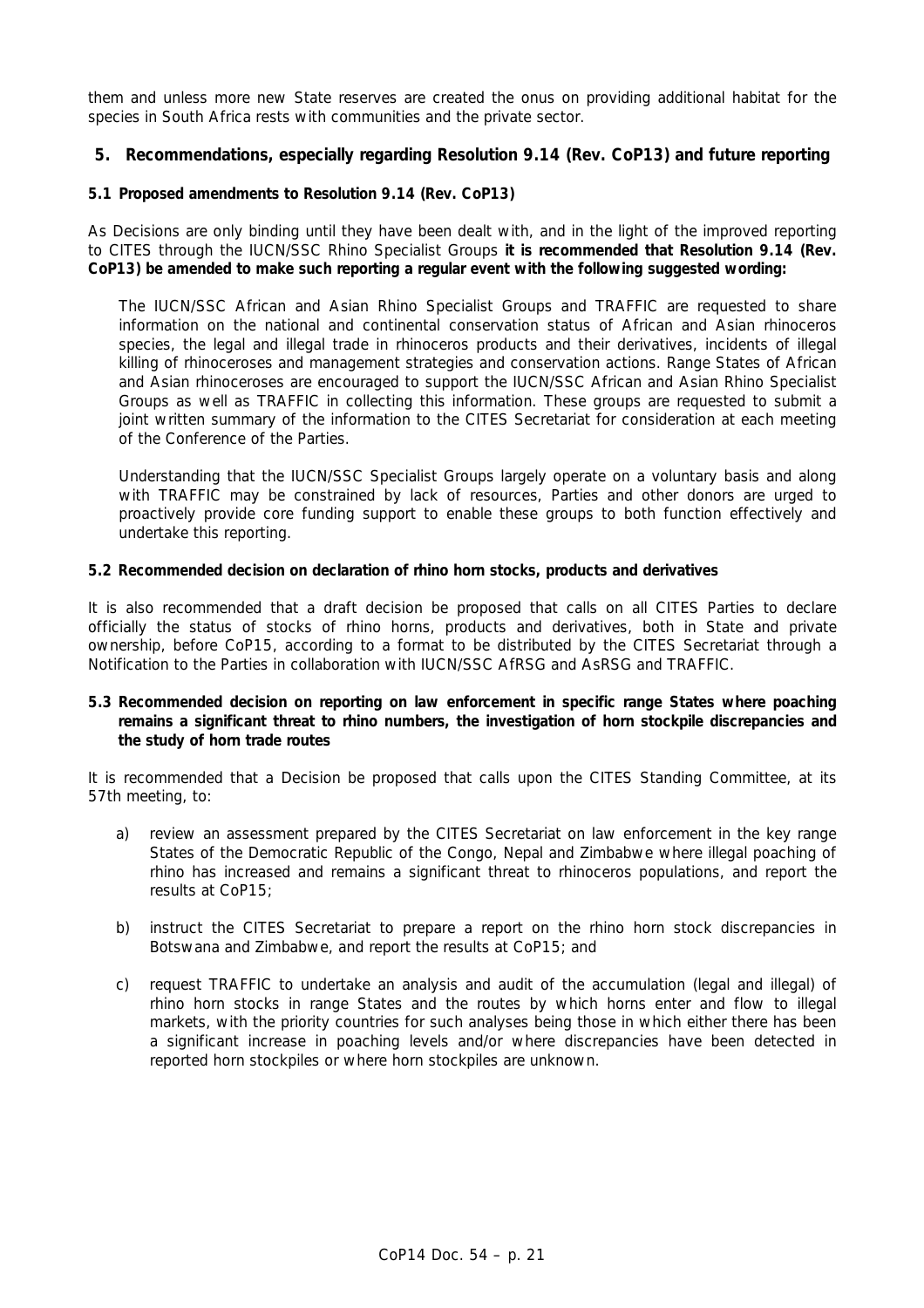them and unless more new State reserves are created the onus on providing additional habitat for the species in South Africa rests with communities and the private sector.

## 5. Recommendations, especially regarding Resolution 9.14 (Rev. CoP13) and future reporting

### 5.1 Proposed amendments to Resolution 9.14 (Rev. CoP13)

As Decisions are only binding until they have been dealt with, and in the light of the improved reporting to CITES through the IUCN/SSC Rhino Specialist Groups **it is recommended that Resolution 9.14 (Rev. CoP13) be amended to make such reporting a regular event with the following suggested wording:**

> The IUCN/SSC African and Asian Rhino Specialist Groups and TRAFFIC are requested to share information on the national and continental conservation status of African and Asian rhinoceros species, the legal and illegal trade in rhinoceros products and their derivatives, incidents of illegal killing of rhinoceroses and management strategies and conservation actions. Range States of African and Asian rhinoceroses are encouraged to support the IUCN/SSC African and Asian Rhino Specialist Groups as well as TRAFFIC in collecting this information. These groups are requested to submit a joint written summary of the information to the CITES Secretariat for consideration at each meeting of the Conference of the Parties.
>
> Understanding that the IUCN/SSC Specialist Groups largely operate on a voluntary basis and along with TRAFFIC may be constrained by lack of resources, Parties and other donors are urged to proactively provide core funding support to enable these groups to both function effectively and undertake this reporting.

### 5.2 Recommended decision on declaration of rhino horn stocks, products and derivatives

It is also recommended that a draft decision be proposed that calls on all CITES Parties to declare officially the status of stocks of rhino horns, products and derivatives, both in State and private ownership, before CoP15, according to a format to be distributed by the CITES Secretariat through a Notification to the Parties in collaboration with IUCN/SSC AfRSG and AsRSG and TRAFFIC.

### 5.3 Recommended decision on reporting on law enforcement in specific range States where poaching remains a significant threat to rhino numbers, the investigation of horn stockpile discrepancies and the study of horn trade routes

It is recommended that a Decision be proposed that calls upon the CITES Standing Committee, at its 57th meeting, to:

a) review an assessment prepared by the CITES Secretariat on law enforcement in the key range States of the Democratic Republic of the Congo, Nepal and Zimbabwe where illegal poaching of rhino has increased and remains a significant threat to rhinoceros populations, and report the results at CoP15;

b) instruct the CITES Secretariat to prepare a report on the rhino horn stock discrepancies in Botswana and Zimbabwe, and report the results at CoP15; and

c) request TRAFFIC to undertake an analysis and audit of the accumulation (legal and illegal) of rhino horn stocks in range States and the routes by which horns enter and flow to illegal markets, with the priority countries for such analyses being those in which either there has been a significant increase in poaching levels and/or where discrepancies have been detected in reported horn stockpiles or where horn stockpiles are unknown.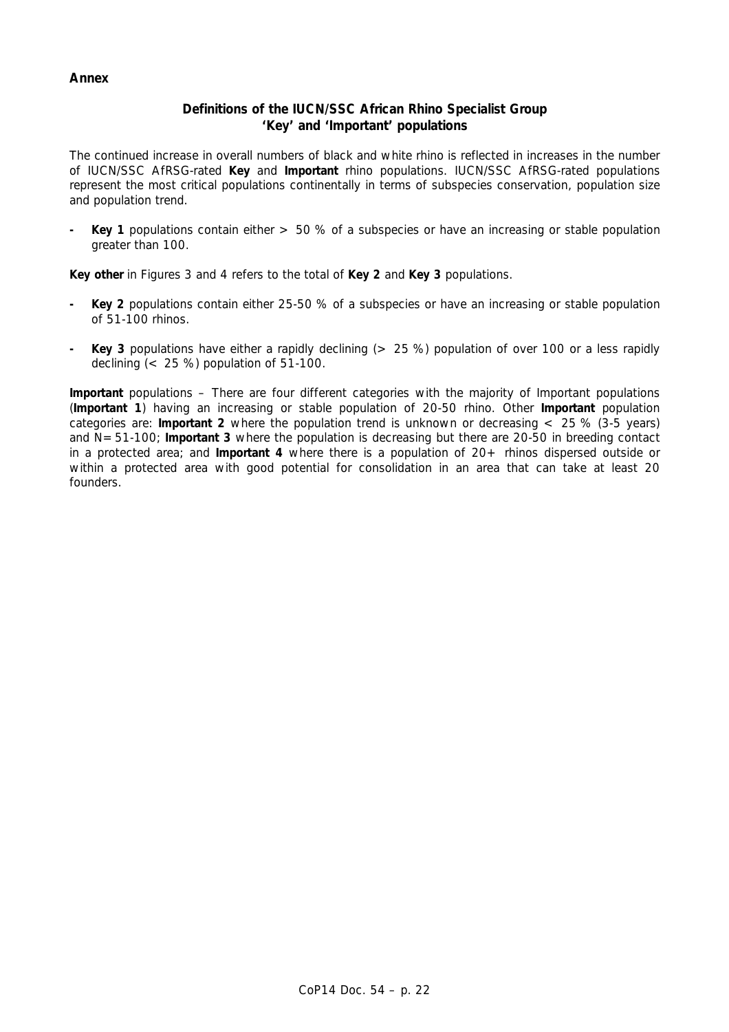**Annex**

## Definitions of the IUCN/SSC African Rhino Specialist Group 'Key' and 'Important' populations

The continued increase in overall numbers of black and white rhino is reflected in increases in the number of IUCN/SSC AfRSG-rated **Key** and **Important** rhino populations. IUCN/SSC AfRSG-rated populations represent the most critical populations continentally in terms of subspecies conservation, population size and population trend.

- **Key 1** populations contain either > 50 % of a subspecies or have an increasing or stable population greater than 100.

**Key other** in Figures 3 and 4 refers to the total of **Key 2** and **Key 3** populations.

- **Key 2** populations contain either 25-50 % of a subspecies or have an increasing or stable population of 51-100 rhinos.

- **Key 3** populations have either a rapidly declining (> 25 %) population of over 100 or a less rapidly declining (< 25 %) population of 51-100.

**Important** populations – There are four different categories with the majority of Important populations (**Important 1**) having an increasing or stable population of 20-50 rhino. Other **Important** population categories are: **Important 2** where the population trend is unknown or decreasing < 25 % (3-5 years) and N= 51-100; **Important 3** where the population is decreasing but there are 20-50 in breeding contact in a protected area; and **Important 4** where there is a population of 20+ rhinos dispersed outside or within a protected area with good potential for consolidation in an area that can take at least 20 founders.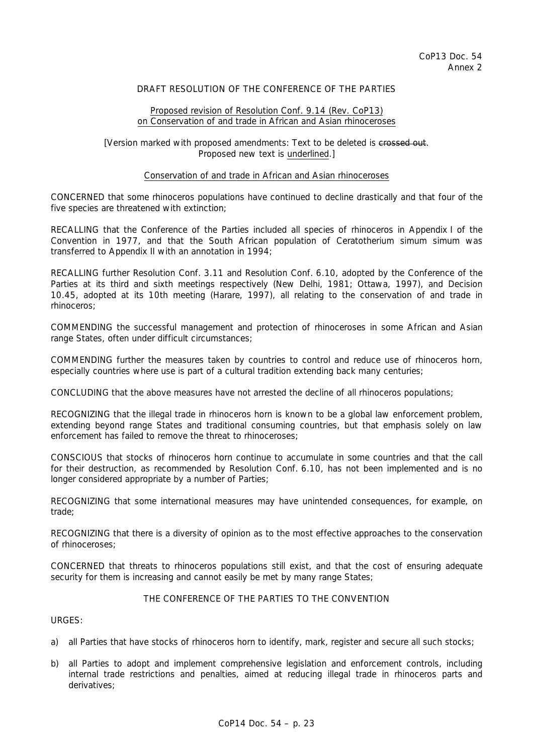CoP13 Doc. 54
Annex 2

DRAFT RESOLUTION OF THE CONFERENCE OF THE PARTIES

Proposed revision of Resolution Conf. 9.14 (Rev. CoP13)
on Conservation of and trade in African and Asian rhinoceroses

[Version marked with proposed amendments: Text to be deleted is ~~crossed out~~.
Proposed new text is underlined.]

Conservation of and trade in African and Asian rhinoceroses

CONCERNED that some rhinoceros populations have continued to decline drastically and that four of the five species are threatened with extinction;

RECALLING that the Conference of the Parties included all species of rhinoceros in Appendix I of the Convention in 1977, and that the South African population of Ceratotherium simum simum was transferred to Appendix II with an annotation in 1994;

RECALLING further Resolution Conf. 3.11 and Resolution Conf. 6.10, adopted by the Conference of the Parties at its third and sixth meetings respectively (New Delhi, 1981; Ottawa, 1997), and Decision 10.45, adopted at its 10th meeting (Harare, 1997), all relating to the conservation of and trade in rhinoceros;

COMMENDING the successful management and protection of rhinoceroses in some African and Asian range States, often under difficult circumstances;

COMMENDING further the measures taken by countries to control and reduce use of rhinoceros horn, especially countries where use is part of a cultural tradition extending back many centuries;

CONCLUDING that the above measures have not arrested the decline of all rhinoceros populations;

RECOGNIZING that the illegal trade in rhinoceros horn is known to be a global law enforcement problem, extending beyond range States and traditional consuming countries, but that emphasis solely on law enforcement has failed to remove the threat to rhinoceroses;

CONSCIOUS that stocks of rhinoceros horn continue to accumulate in some countries and that the call for their destruction, as recommended by Resolution Conf. 6.10, has not been implemented and is no longer considered appropriate by a number of Parties;

RECOGNIZING that some international measures may have unintended consequences, for example, on trade;

RECOGNIZING that there is a diversity of opinion as to the most effective approaches to the conservation of rhinoceroses;

CONCERNED that threats to rhinoceros populations still exist, and that the cost of ensuring adequate security for them is increasing and cannot easily be met by many range States;

THE CONFERENCE OF THE PARTIES TO THE CONVENTION

URGES:

a) all Parties that have stocks of rhinoceros horn to identify, mark, register and secure all such stocks;

b) all Parties to adopt and implement comprehensive legislation and enforcement controls, including internal trade restrictions and penalties, aimed at reducing illegal trade in rhinoceros parts and derivatives;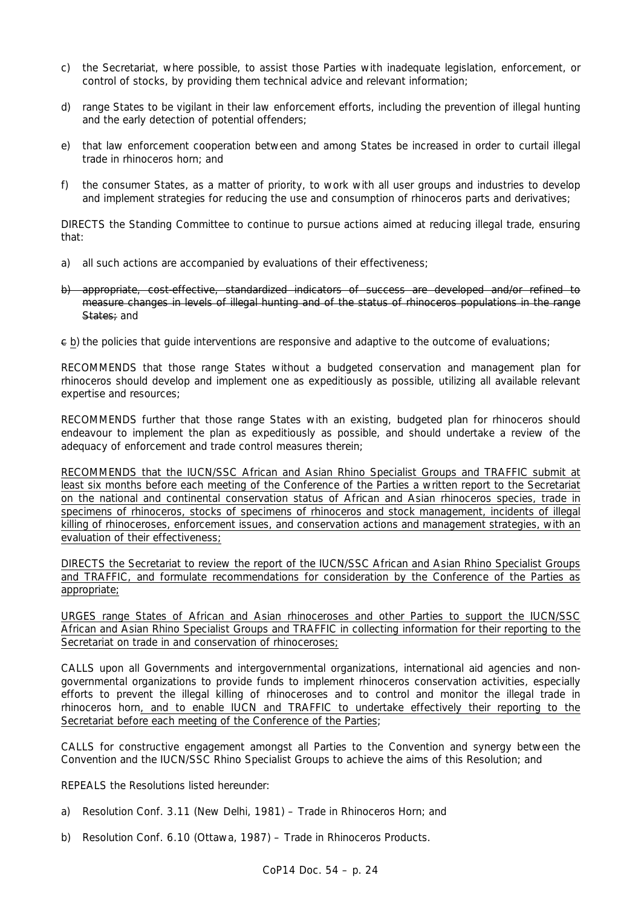c) the Secretariat, where possible, to assist those Parties with inadequate legislation, enforcement, or control of stocks, by providing them technical advice and relevant information;

d) range States to be vigilant in their law enforcement efforts, including the prevention of illegal hunting and the early detection of potential offenders;

e) that law enforcement cooperation between and among States be increased in order to curtail illegal trade in rhinoceros horn; and

f) the consumer States, as a matter of priority, to work with all user groups and industries to develop and implement strategies for reducing the use and consumption of rhinoceros parts and derivatives;

DIRECTS the Standing Committee to continue to pursue actions aimed at reducing illegal trade, ensuring that:

a) all such actions are accompanied by evaluations of their effectiveness;

~~b) appropriate, cost-effective, standardized indicators of success are developed and/or refined to measure changes in levels of illegal hunting and of the status of rhinoceros populations in the range States;~~ and

~~c~~ <u>b)</u> the policies that guide interventions are responsive and adaptive to the outcome of evaluations;

RECOMMENDS that those range States without a budgeted conservation and management plan for rhinoceros should develop and implement one as expeditiously as possible, utilizing all available relevant expertise and resources;

RECOMMENDS further that those range States with an existing, budgeted plan for rhinoceros should endeavour to implement the plan as expeditiously as possible, and should undertake a review of the adequacy of enforcement and trade control measures therein;

<u>RECOMMENDS that the IUCN/SSC African and Asian Rhino Specialist Groups and TRAFFIC submit at least six months before each meeting of the Conference of the Parties a written report to the Secretariat on the national and continental conservation status of African and Asian rhinoceros species, trade in specimens of rhinoceros, stocks of specimens of rhinoceros and stock management, incidents of illegal killing of rhinoceroses, enforcement issues, and conservation actions and management strategies, with an evaluation of their effectiveness;</u>

<u>DIRECTS the Secretariat to review the report of the IUCN/SSC African and Asian Rhino Specialist Groups and TRAFFIC, and formulate recommendations for consideration by the Conference of the Parties as appropriate;</u>

<u>URGES range States of African and Asian rhinoceroses and other Parties to support the IUCN/SSC African and Asian Rhino Specialist Groups and TRAFFIC in collecting information for their reporting to the Secretariat on trade in and conservation of rhinoceroses;</u>

CALLS upon all Governments and intergovernmental organizations, international aid agencies and non-governmental organizations to provide funds to implement rhinoceros conservation activities, especially efforts to prevent the illegal killing of rhinoceroses and to control and monitor the illegal trade in rhinoceros horn<u>, and to enable IUCN and TRAFFIC to undertake effectively their reporting to the Secretariat before each meeting of the Conference of the Parties</u>;

CALLS for constructive engagement amongst all Parties to the Convention and synergy between the Convention and the IUCN/SSC Rhino Specialist Groups to achieve the aims of this Resolution; and

REPEALS the Resolutions listed hereunder:

a) Resolution Conf. 3.11 (New Delhi, 1981) – Trade in Rhinoceros Horn; and

b) Resolution Conf. 6.10 (Ottawa, 1987) – Trade in Rhinoceros Products.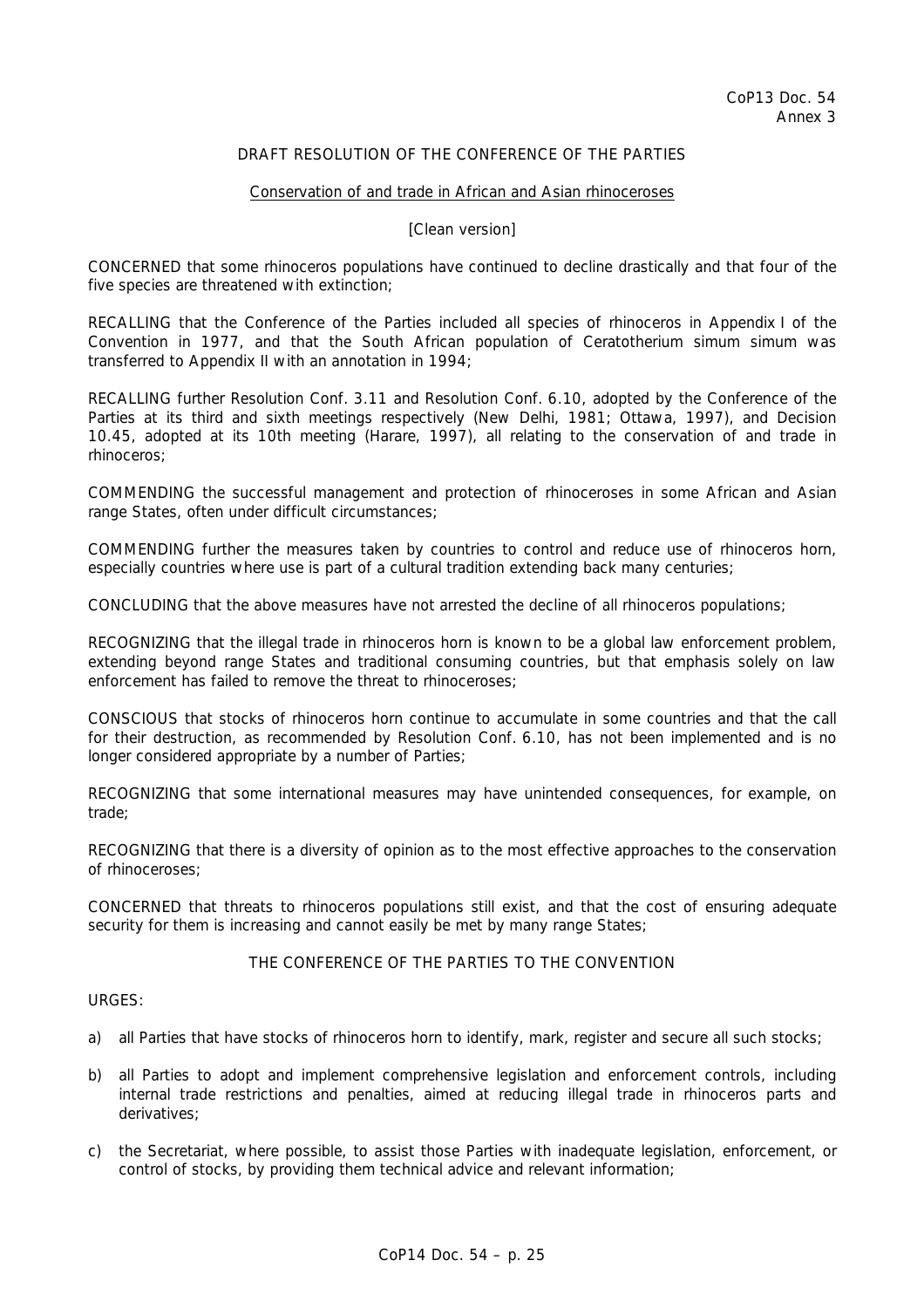CoP13 Doc. 54
Annex 3

DRAFT RESOLUTION OF THE CONFERENCE OF THE PARTIES

Conservation of and trade in African and Asian rhinoceroses

[Clean version]

CONCERNED that some rhinoceros populations have continued to decline drastically and that four of the five species are threatened with extinction;

RECALLING that the Conference of the Parties included all species of rhinoceros in Appendix I of the Convention in 1977, and that the South African population of *Ceratotherium simum simum* was transferred to Appendix II with an annotation in 1994;

RECALLING further Resolution Conf. 3.11 and Resolution Conf. 6.10, adopted by the Conference of the Parties at its third and sixth meetings respectively (New Delhi, 1981; Ottawa, 1997), and Decision 10.45, adopted at its 10th meeting (Harare, 1997), all relating to the conservation of and trade in rhinoceros;

COMMENDING the successful management and protection of rhinoceroses in some African and Asian range States, often under difficult circumstances;

COMMENDING further the measures taken by countries to control and reduce use of rhinoceros horn, especially countries where use is part of a cultural tradition extending back many centuries;

CONCLUDING that the above measures have not arrested the decline of all rhinoceros populations;

RECOGNIZING that the illegal trade in rhinoceros horn is known to be a global law enforcement problem, extending beyond range States and traditional consuming countries, but that emphasis solely on law enforcement has failed to remove the threat to rhinoceroses;

CONSCIOUS that stocks of rhinoceros horn continue to accumulate in some countries and that the call for their destruction, as recommended by Resolution Conf. 6.10, has not been implemented and is no longer considered appropriate by a number of Parties;

RECOGNIZING that some international measures may have unintended consequences, for example, on trade;

RECOGNIZING that there is a diversity of opinion as to the most effective approaches to the conservation of rhinoceroses;

CONCERNED that threats to rhinoceros populations still exist, and that the cost of ensuring adequate security for them is increasing and cannot easily be met by many range States;

THE CONFERENCE OF THE PARTIES TO THE CONVENTION

URGES:

a) all Parties that have stocks of rhinoceros horn to identify, mark, register and secure all such stocks;

b) all Parties to adopt and implement comprehensive legislation and enforcement controls, including internal trade restrictions and penalties, aimed at reducing illegal trade in rhinoceros parts and derivatives;

c) the Secretariat, where possible, to assist those Parties with inadequate legislation, enforcement, or control of stocks, by providing them technical advice and relevant information;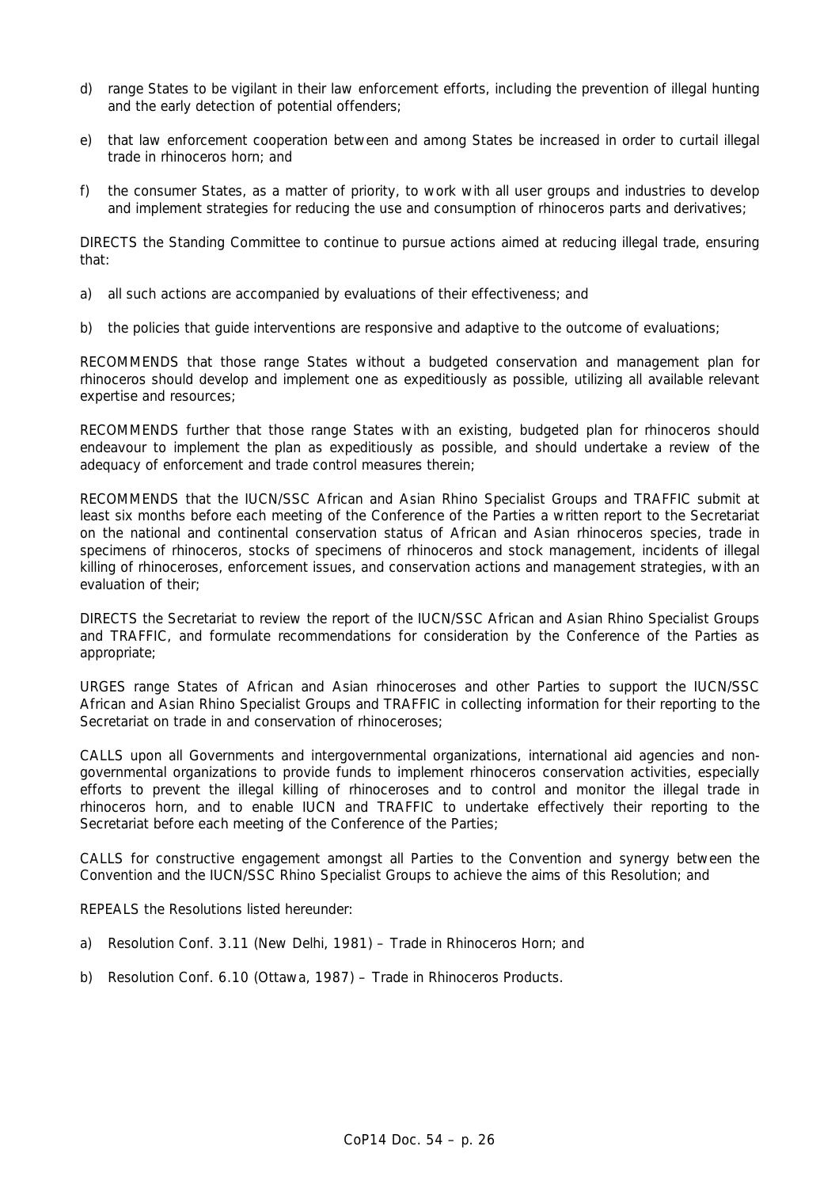d) range States to be vigilant in their law enforcement efforts, including the prevention of illegal hunting and the early detection of potential offenders;

e) that law enforcement cooperation between and among States be increased in order to curtail illegal trade in rhinoceros horn; and

f) the consumer States, as a matter of priority, to work with all user groups and industries to develop and implement strategies for reducing the use and consumption of rhinoceros parts and derivatives;

DIRECTS the Standing Committee to continue to pursue actions aimed at reducing illegal trade, ensuring that:

a) all such actions are accompanied by evaluations of their effectiveness; and

b) the policies that guide interventions are responsive and adaptive to the outcome of evaluations;

RECOMMENDS that those range States without a budgeted conservation and management plan for rhinoceros should develop and implement one as expeditiously as possible, utilizing all available relevant expertise and resources;

RECOMMENDS further that those range States with an existing, budgeted plan for rhinoceros should endeavour to implement the plan as expeditiously as possible, and should undertake a review of the adequacy of enforcement and trade control measures therein;

RECOMMENDS that the IUCN/SSC African and Asian Rhino Specialist Groups and TRAFFIC submit at least six months before each meeting of the Conference of the Parties a written report to the Secretariat on the national and continental conservation status of African and Asian rhinoceros species, trade in specimens of rhinoceros, stocks of specimens of rhinoceros and stock management, incidents of illegal killing of rhinoceroses, enforcement issues, and conservation actions and management strategies, with an evaluation of their;

DIRECTS the Secretariat to review the report of the IUCN/SSC African and Asian Rhino Specialist Groups and TRAFFIC, and formulate recommendations for consideration by the Conference of the Parties as appropriate;

URGES range States of African and Asian rhinoceroses and other Parties to support the IUCN/SSC African and Asian Rhino Specialist Groups and TRAFFIC in collecting information for their reporting to the Secretariat on trade in and conservation of rhinoceroses;

CALLS upon all Governments and intergovernmental organizations, international aid agencies and non-governmental organizations to provide funds to implement rhinoceros conservation activities, especially efforts to prevent the illegal killing of rhinoceroses and to control and monitor the illegal trade in rhinoceros horn, and to enable IUCN and TRAFFIC to undertake effectively their reporting to the Secretariat before each meeting of the Conference of the Parties;

CALLS for constructive engagement amongst all Parties to the Convention and synergy between the Convention and the IUCN/SSC Rhino Specialist Groups to achieve the aims of this Resolution; and

REPEALS the Resolutions listed hereunder:

a) Resolution Conf. 3.11 (New Delhi, 1981) – Trade in Rhinoceros Horn; and

b) Resolution Conf. 6.10 (Ottawa, 1987) – Trade in Rhinoceros Products.